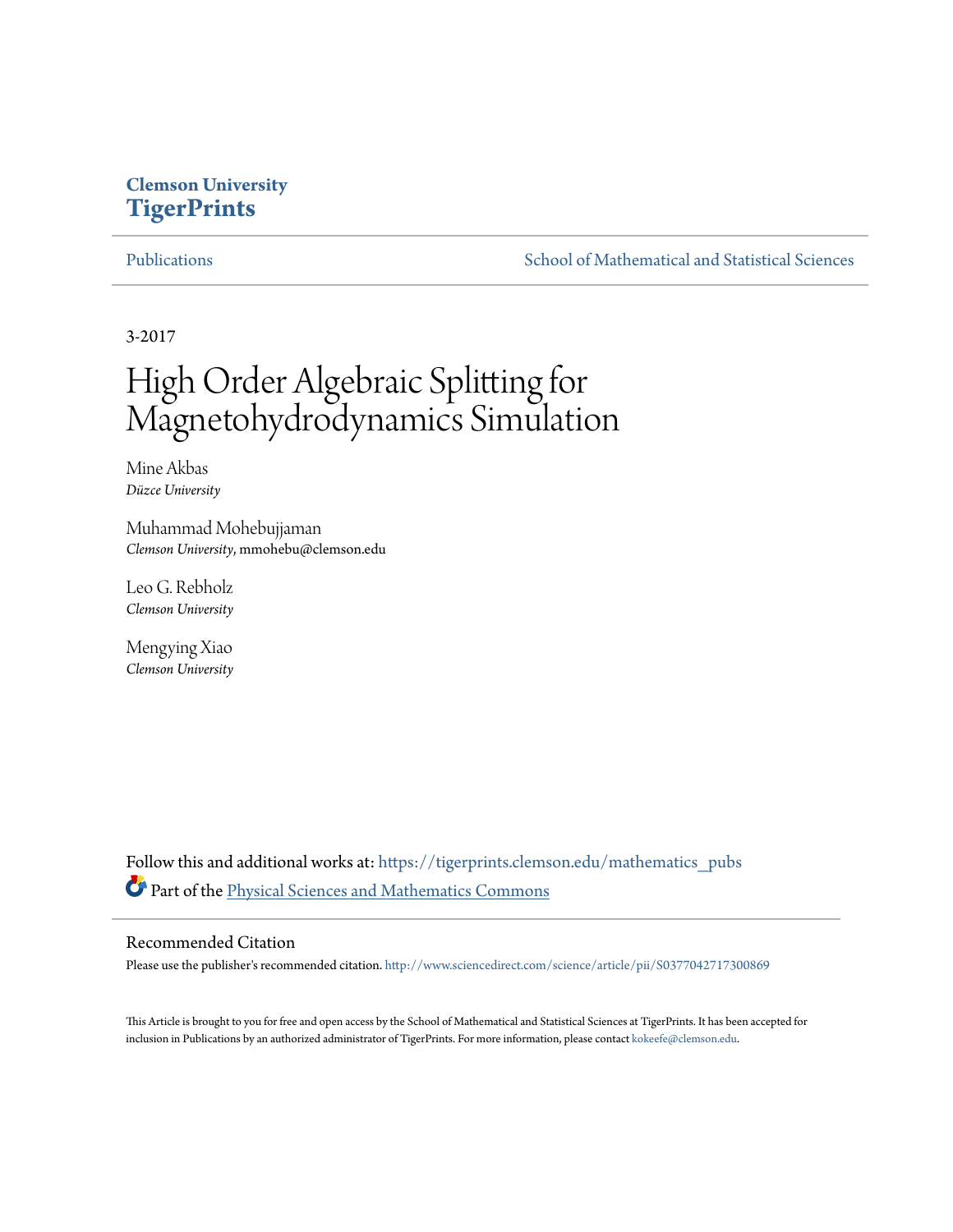**Clemson University**
**TigerPrints**

Publications | School of Mathematical and Statistical Sciences

3-2017

# High Order Algebraic Splitting for Magnetohydrodynamics Simulation

Mine Akbas
*Düzce University*

Muhammad Mohebujjaman
*Clemson University*, mmohebu@clemson.edu

Leo G. Rebholz
*Clemson University*

Mengying Xiao
*Clemson University*

Follow this and additional works at: https://tigerprints.clemson.edu/mathematics_pubs

Part of the Physical Sciences and Mathematics Commons

## Recommended Citation

Please use the publisher's recommended citation. http://www.sciencedirect.com/science/article/pii/S0377042717300869

This Article is brought to you for free and open access by the School of Mathematical and Statistical Sciences at TigerPrints. It has been accepted for inclusion in Publications by an authorized administrator of TigerPrints. For more information, please contact kokeefe@clemson.edu.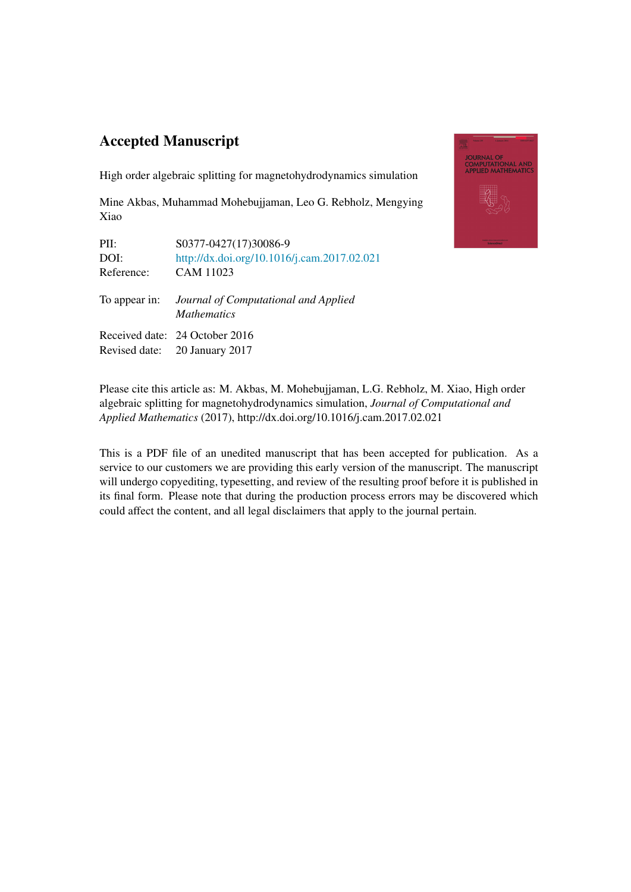# Accepted Manuscript

High order algebraic splitting for magnetohydrodynamics simulation

Mine Akbas, Muhammad Mohebujjaman, Leo G. Rebholz, Mengying Xiao

PII: S0377-0427(17)30086-9

DOI: http://dx.doi.org/10.1016/j.cam.2017.02.021

Reference: CAM 11023

To appear in: *Journal of Computational and Applied Mathematics*

Received date: 24 October 2016

Revised date: 20 January 2017

Please cite this article as: M. Akbas, M. Mohebujjaman, L.G. Rebholz, M. Xiao, High order algebraic splitting for magnetohydrodynamics simulation, *Journal of Computational and Applied Mathematics* (2017), http://dx.doi.org/10.1016/j.cam.2017.02.021

This is a PDF file of an unedited manuscript that has been accepted for publication. As a service to our customers we are providing this early version of the manuscript. The manuscript will undergo copyediting, typesetting, and review of the resulting proof before it is published in its final form. Please note that during the production process errors may be discovered which could affect the content, and all legal disclaimers that apply to the journal pertain.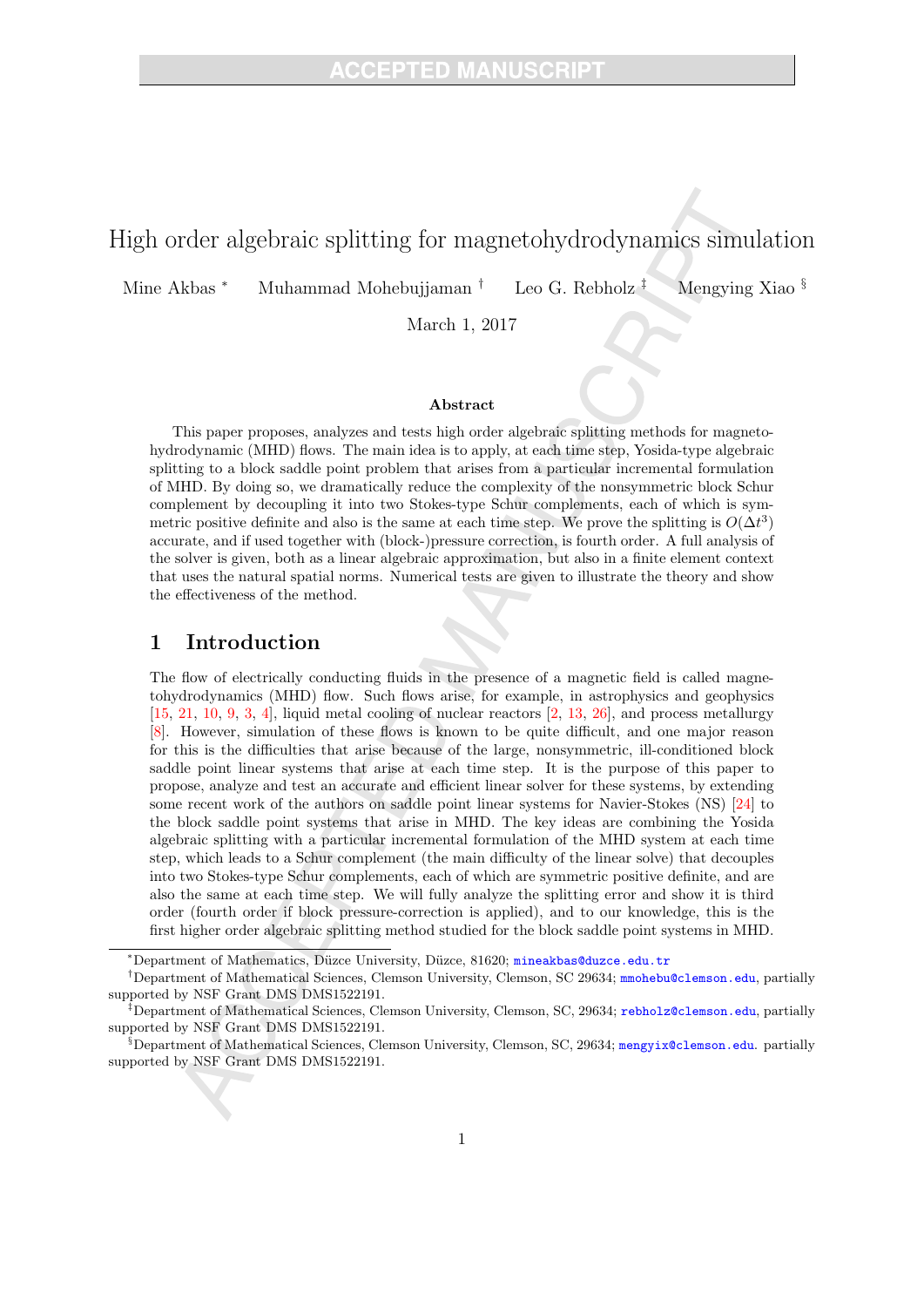# High order algebraic splitting for magnetohydrodynamics simulation

Mine Akbas [*] Muhammad Mohebujjaman [†] Leo G. Rebholz [‡] Mengying Xiao [§]

March 1, 2017

**Abstract**

This paper proposes, analyzes and tests high order algebraic splitting methods for magnetohydrodynamic (MHD) flows. The main idea is to apply, at each time step, Yosida-type algebraic splitting to a block saddle point problem that arises from a particular incremental formulation of MHD. By doing so, we dramatically reduce the complexity of the nonsymmetric block Schur complement by decoupling it into two Stokes-type Schur complements, each of which is symmetric positive definite and also is the same at each time step. We prove the splitting is $O(\Delta t^3)$ accurate, and if used together with (block-)pressure correction, is fourth order. A full analysis of the solver is given, both as a linear algebraic approximation, but also in a finite element context that uses the natural spatial norms. Numerical tests are given to illustrate the theory and show the effectiveness of the method.

## 1 Introduction

The flow of electrically conducting fluids in the presence of a magnetic field is called magnetohydrodynamics (MHD) flow. Such flows arise, for example, in astrophysics and geophysics [15, 21, 10, 9, 3, 4], liquid metal cooling of nuclear reactors [2, 13, 26], and process metallurgy [8]. However, simulation of these flows is known to be quite difficult, and one major reason for this is the difficulties that arise because of the large, nonsymmetric, ill-conditioned block saddle point linear systems that arise at each time step. It is the purpose of this paper to propose, analyze and test an accurate and efficient linear solver for these systems, by extending some recent work of the authors on saddle point linear systems for Navier-Stokes (NS) [24] to the block saddle point systems that arise in MHD. The key ideas are combining the Yosida algebraic splitting with a particular incremental formulation of the MHD system at each time step, which leads to a Schur complement (the main difficulty of the linear solve) that decouples into two Stokes-type Schur complements, each of which are symmetric positive definite, and are also the same at each time step. We will fully analyze the splitting error and show it is third order (fourth order if block pressure-correction is applied), and to our knowledge, this is the first higher order algebraic splitting method studied for the block saddle point systems in MHD.

---

[*] Department of Mathematics, Düzce University, Düzce, 81620; mineakbas@duzce.edu.tr

[†] Department of Mathematical Sciences, Clemson University, Clemson, SC 29634; mmohebu@clemson.edu, partially supported by NSF Grant DMS DMS1522191.

[‡] Department of Mathematical Sciences, Clemson University, Clemson, SC, 29634; rebholz@clemson.edu, partially supported by NSF Grant DMS DMS1522191.

[§] Department of Mathematical Sciences, Clemson University, Clemson, SC, 29634; mengyix@clemson.edu. partially supported by NSF Grant DMS DMS1522191.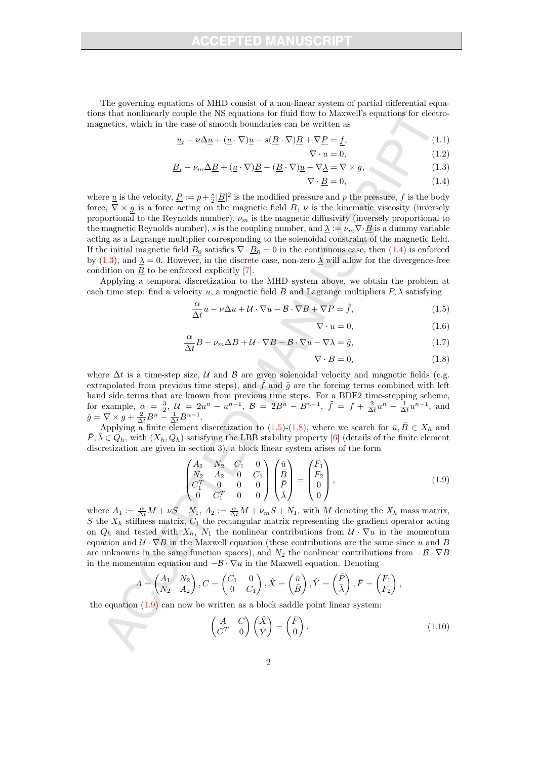The governing equations of MHD consist of a non-linear system of partial differential equations that nonlinearly couple the NS equations for fluid flow to Maxwell's equations for electromagnetics, which in the case of smooth boundaries can be written as

$$\underline{u}_t - \nu\Delta\underline{u} + (\underline{u}\cdot\nabla)\underline{u} - s(\underline{B}\cdot\nabla)\underline{B} + \nabla\underline{P} = \underline{f}, \tag{1.1}$$

$$\nabla\cdot u = 0, \tag{1.2}$$

$$\underline{B}_t - \nu_m\Delta\underline{B} + (\underline{u}\cdot\nabla)\underline{B} - (\underline{B}\cdot\nabla)\underline{u} - \nabla\underline{\lambda} = \nabla\times\underline{g}, \tag{1.3}$$

$$\nabla\cdot\underline{B} = 0, \tag{1.4}$$

where $\underline{u}$ is the velocity, $\underline{P} := \underline{p} + \frac{s}{2}|\underline{B}|^2$ is the modified pressure and $p$ the pressure, $\underline{f}$ is the body force, $\nabla\times\underline{g}$ is a force acting on the magnetic field $\underline{B}$, $\nu$ is the kinematic viscosity (inversely proportional to the Reynolds number), $\nu_m$ is the magnetic diffusivity (inversely proportional to the magnetic Reynolds number), $s$ is the coupling number, and $\underline{\lambda} := \nu_m\nabla\cdot\underline{B}$ is a dummy variable acting as a Lagrange multiplier corresponding to the solenoidal constraint of the magnetic field. If the initial magnetic field $\underline{B}_0$ satisfies $\nabla\cdot\underline{B}_0 = 0$ in the continuous case, then (1.4) is enforced by (1.3), and $\underline{\lambda} = 0$. However, in the discrete case, non-zero $\underline{\lambda}$ will allow for the divergence-free condition on $\underline{B}$ to be enforced explicitly [7].

Applying a temporal discretization to the MHD system above, we obtain the problem at each time step: find a velocity $u$, a magnetic field $B$ and Lagrange multipliers $P, \lambda$ satisfying

$$\frac{\alpha}{\Delta t}u - \nu\Delta u + \mathcal{U}\cdot\nabla u - \mathcal{B}\cdot\nabla B + \nabla P = \tilde{f}, \tag{1.5}$$

$$\nabla\cdot u = 0, \tag{1.6}$$

$$\frac{\alpha}{\Delta t}B - \nu_m\Delta B + \mathcal{U}\cdot\nabla B - \mathcal{B}\cdot\nabla u - \nabla\lambda = \tilde{g}, \tag{1.7}$$

$$\nabla\cdot B = 0, \tag{1.8}$$

where $\Delta t$ is a time-step size, $\mathcal{U}$ and $\mathcal{B}$ are given solenoidal velocity and magnetic fields (e.g. extrapolated from previous time steps), and $\tilde{f}$ and $\tilde{g}$ are the forcing terms combined with left hand side terms that are known from previous time steps. For a BDF2 time-stepping scheme, for example, $\alpha = \frac{3}{2}$, $\mathcal{U} = 2u^n - u^{n-1}$, $\mathcal{B} = 2B^n - B^{n-1}$, $\tilde{f} = f + \frac{2}{\Delta t}u^n - \frac{1}{\Delta t}u^{n-1}$, and $\tilde{g} = \nabla\times g + \frac{2}{\Delta t}B^n - \frac{1}{\Delta t}B^{n-1}$.

Applying a finite element discretization to (1.5)-(1.8), where we search for $\bar{u}, \bar{B} \in X_h$ and $\bar{P}, \bar{\lambda} \in Q_h$, with $(X_h, Q_h)$ satisfying the LBB stability property [6] (details of the finite element discretization are given in section 3), a block linear system arises of the form

$$\begin{pmatrix} A_1 & N_2 & C_1 & 0 \\ N_2 & A_2 & 0 & C_1 \\ C_1^T & 0 & 0 & 0 \\ 0 & C_1^T & 0 & 0 \end{pmatrix}\begin{pmatrix} \bar{u} \\ \bar{B} \\ \bar{P} \\ \bar{\lambda} \end{pmatrix} = \begin{pmatrix} F_1 \\ F_2 \\ 0 \\ 0 \end{pmatrix}, \tag{1.9}$$

where $A_1 := \frac{\alpha}{\Delta t}M + \nu S + N_1$, $A_2 := \frac{\alpha}{\Delta t}M + \nu_m S + N_1$, with $M$ denoting the $X_h$ mass matrix, $S$ the $X_h$ stiffness matrix, $C_1$ the rectangular matrix representing the gradient operator acting on $Q_h$ and tested with $X_h$, $N_1$ the nonlinear contributions from $\mathcal{U}\cdot\nabla u$ in the momentum equation and $\mathcal{U}\cdot\nabla B$ in the Maxwell equation (these contributions are the same since $u$ and $B$ are unknowns in the same function spaces), and $N_2$ the nonlinear contributions from $-\mathcal{B}\cdot\nabla B$ in the momentum equation and $-\mathcal{B}\cdot\nabla u$ in the Maxwell equation. Denoting

$$A = \begin{pmatrix} A_1 & N_2 \\ N_2 & A_2 \end{pmatrix}, C = \begin{pmatrix} C_1 & 0 \\ 0 & C_1 \end{pmatrix}, \hat{X} = \begin{pmatrix} \bar{u} \\ \bar{B} \end{pmatrix}, \hat{Y} = \begin{pmatrix} \bar{P} \\ \bar{\lambda} \end{pmatrix}, \bar{F} = \begin{pmatrix} F_1 \\ F_2 \end{pmatrix},$$

the equation (1.9) can now be written as a block saddle point linear system:

$$\begin{pmatrix} A & C \\ C^T & 0 \end{pmatrix}\begin{pmatrix} \hat{X} \\ \hat{Y} \end{pmatrix} = \begin{pmatrix} \bar{F} \\ 0 \end{pmatrix}. \tag{1.10}$$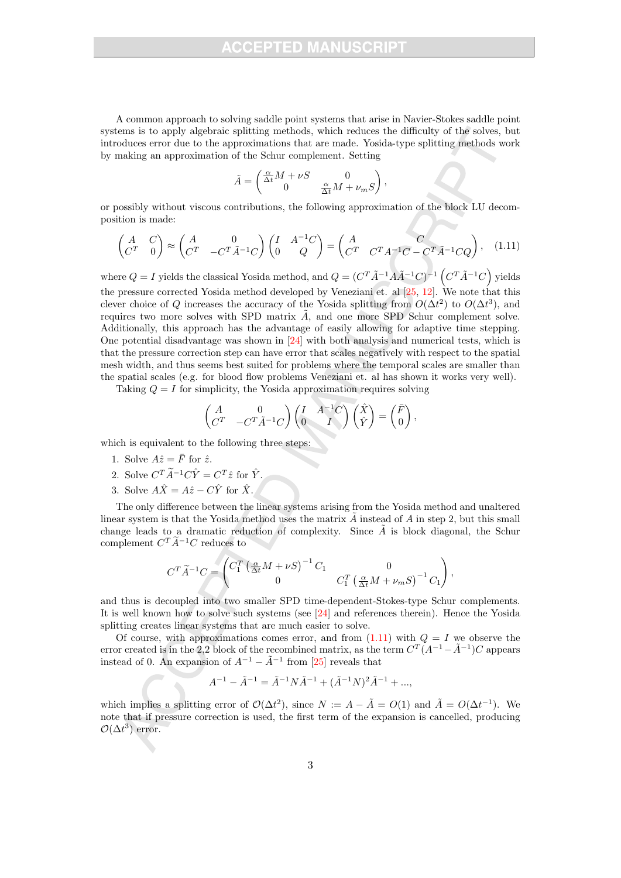A common approach to solving saddle point systems that arise in Navier-Stokes saddle point systems is to apply algebraic splitting methods, which reduces the difficulty of the solves, but introduces error due to the approximations that are made. Yosida-type splitting methods work by making an approximation of the Schur complement. Setting

$$\tilde{A} = \begin{pmatrix} \frac{\alpha}{\Delta t} M + \nu S & 0 \\ 0 & \frac{\alpha}{\Delta t} M + \nu_m S \end{pmatrix},$$

or possibly without viscous contributions, the following approximation of the block LU decomposition is made:

$$\begin{pmatrix} A & C \\ C^T & 0 \end{pmatrix} \approx \begin{pmatrix} A & 0 \\ C^T & -C^T \tilde{A}^{-1} C \end{pmatrix} \begin{pmatrix} I & A^{-1}C \\ 0 & Q \end{pmatrix} = \begin{pmatrix} A & C \\ C^T & C^T A^{-1} C - C^T \tilde{A}^{-1} C Q \end{pmatrix}, \quad (1.11)$$

where $Q = I$ yields the classical Yosida method, and $Q = (C^T \tilde{A}^{-1} A \tilde{A}^{-1} C)^{-1} \left( C^T \tilde{A}^{-1} C \right)$ yields the pressure corrected Yosida method developed by Veneziani et. al [25, 12]. We note that this clever choice of $Q$ increases the accuracy of the Yosida splitting from $O(\Delta t^2)$ to $O(\Delta t^3)$, and requires two more solves with SPD matrix $\tilde{A}$, and one more SPD Schur complement solve. Additionally, this approach has the advantage of easily allowing for adaptive time stepping. One potential disadvantage was shown in [24] with both analysis and numerical tests, which is that the pressure correction step can have error that scales negatively with respect to the spatial mesh width, and thus seems best suited for problems where the temporal scales are smaller than the spatial scales (e.g. for blood flow problems Veneziani et. al has shown it works very well).

Taking $Q = I$ for simplicity, the Yosida approximation requires solving

$$\begin{pmatrix} A & 0 \\ C^T & -C^T \tilde{A}^{-1} C \end{pmatrix} \begin{pmatrix} I & A^{-1}C \\ 0 & I \end{pmatrix} \begin{pmatrix} \hat{X} \\ \hat{Y} \end{pmatrix} = \begin{pmatrix} \bar{F} \\ 0 \end{pmatrix},$$

which is equivalent to the following three steps:

1. Solve $A\hat{z} = \bar{F}$ for $\hat{z}$.
2. Solve $C^T \widetilde{A}^{-1} C \hat{Y} = C^T \hat{z}$ for $\hat{Y}$.
3. Solve $A\hat{X} = A\hat{z} - C\hat{Y}$ for $\hat{X}$.

The only difference between the linear systems arising from the Yosida method and unaltered linear system is that the Yosida method uses the matrix $\tilde{A}$ instead of $A$ in step 2, but this small change leads to a dramatic reduction of complexity. Since $\tilde{A}$ is block diagonal, the Schur complement $C^T \widetilde{A}^{-1} C$ reduces to

$$C^T \widetilde{A}^{-1} C = \begin{pmatrix} C_1^T \left( \frac{\alpha}{\Delta t} M + \nu S \right)^{-1} C_1 & 0 \\ 0 & C_1^T \left( \frac{\alpha}{\Delta t} M + \nu_m S \right)^{-1} C_1 \end{pmatrix},$$

and thus is decoupled into two smaller SPD time-dependent-Stokes-type Schur complements. It is well known how to solve such systems (see [24] and references therein). Hence the Yosida splitting creates linear systems that are much easier to solve.

Of course, with approximations comes error, and from (1.11) with $Q = I$ we observe the error created is in the 2,2 block of the recombined matrix, as the term $C^T(A^{-1} - \tilde{A}^{-1})C$ appears instead of 0. An expansion of $A^{-1} - \tilde{A}^{-1}$ from [25] reveals that

$$A^{-1} - \tilde{A}^{-1} = \tilde{A}^{-1} N \tilde{A}^{-1} + (\tilde{A}^{-1} N)^2 \tilde{A}^{-1} + ...,$$

which implies a splitting error of $\mathcal{O}(\Delta t^2)$, since $N := A - \tilde{A} = O(1)$ and $\tilde{A} = O(\Delta t^{-1})$. We note that if pressure correction is used, the first term of the expansion is cancelled, producing $\mathcal{O}(\Delta t^3)$ error.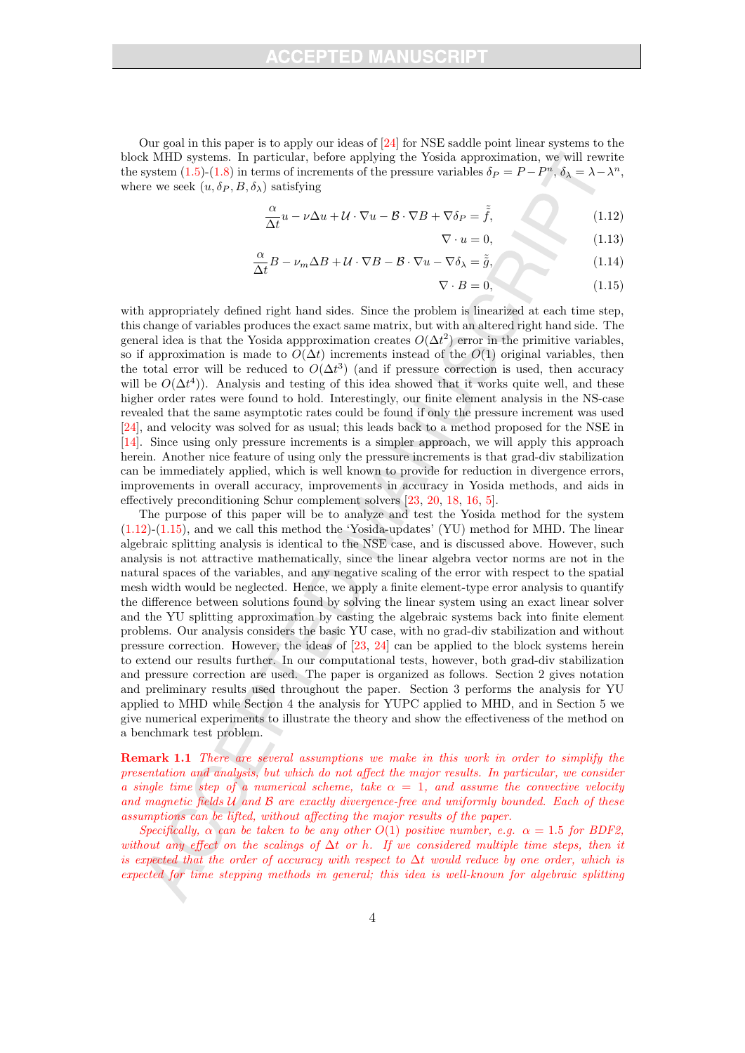Our goal in this paper is to apply our ideas of [24] for NSE saddle point linear systems to the block MHD systems. In particular, before applying the Yosida approximation, we will rewrite the system (1.5)-(1.8) in terms of increments of the pressure variables $\delta_P = P - P^n$, $\delta_\lambda = \lambda - \lambda^n$, where we seek $(u, \delta_P, B, \delta_\lambda)$ satisfying

$$\frac{\alpha}{\Delta t} u - \nu \Delta u + \mathcal{U} \cdot \nabla u - \mathcal{B} \cdot \nabla B + \nabla \delta_P = \tilde{\tilde{f}}, \tag{1.12}$$

$$\nabla \cdot u = 0, \tag{1.13}$$

$$\frac{\alpha}{\Delta t} B - \nu_m \Delta B + \mathcal{U} \cdot \nabla B - \mathcal{B} \cdot \nabla u - \nabla \delta_\lambda = \tilde{\tilde{g}}, \tag{1.14}$$

$$\nabla \cdot B = 0, \tag{1.15}$$

with appropriately defined right hand sides. Since the problem is linearized at each time step, this change of variables produces the exact same matrix, but with an altered right hand side. The general idea is that the Yosida appproximation creates $O(\Delta t^2)$ error in the primitive variables, so if approximation is made to $O(\Delta t)$ increments instead of the $O(1)$ original variables, then the total error will be reduced to $O(\Delta t^3)$ (and if pressure correction is used, then accuracy will be $O(\Delta t^4)$). Analysis and testing of this idea showed that it works quite well, and these higher order rates were found to hold. Interestingly, our finite element analysis in the NS-case revealed that the same asymptotic rates could be found if only the pressure increment was used [24], and velocity was solved for as usual; this leads back to a method proposed for the NSE in [14]. Since using only pressure increments is a simpler approach, we will apply this approach herein. Another nice feature of using only the pressure increments is that grad-div stabilization can be immediately applied, which is well known to provide for reduction in divergence errors, improvements in overall accuracy, improvements in accuracy in Yosida methods, and aids in effectively preconditioning Schur complement solvers [23, 20, 18, 16, 5].

The purpose of this paper will be to analyze and test the Yosida method for the system (1.12)-(1.15), and we call this method the 'Yosida-updates' (YU) method for MHD. The linear algebraic splitting analysis is identical to the NSE case, and is discussed above. However, such analysis is not attractive mathematically, since the linear algebra vector norms are not in the natural spaces of the variables, and any negative scaling of the error with respect to the spatial mesh width would be neglected. Hence, we apply a finite element-type error analysis to quantify the difference between solutions found by solving the linear system using an exact linear solver and the YU splitting approximation by casting the algebraic systems back into finite element problems. Our analysis considers the basic YU case, with no grad-div stabilization and without pressure correction. However, the ideas of [23, 24] can be applied to the block systems herein to extend our results further. In our computational tests, however, both grad-div stabilization and pressure correction are used. The paper is organized as follows. Section 2 gives notation and preliminary results used throughout the paper. Section 3 performs the analysis for YU applied to MHD while Section 4 the analysis for YUPC applied to MHD, and in Section 5 we give numerical experiments to illustrate the theory and show the effectiveness of the method on a benchmark test problem.

**Remark 1.1** *There are several assumptions we make in this work in order to simplify the presentation and analysis, but which do not affect the major results. In particular, we consider a single time step of a numerical scheme, take $\alpha = 1$, and assume the convective velocity and magnetic fields $\mathcal{U}$ and $\mathcal{B}$ are exactly divergence-free and uniformly bounded. Each of these assumptions can be lifted, without affecting the major results of the paper.*

*Specifically, $\alpha$ can be taken to be any other $O(1)$ positive number, e.g. $\alpha = 1.5$ for BDF2, without any effect on the scalings of $\Delta t$ or $h$. If we considered multiple time steps, then it is expected that the order of accuracy with respect to $\Delta t$ would reduce by one order, which is expected for time stepping methods in general; this idea is well-known for algebraic splitting*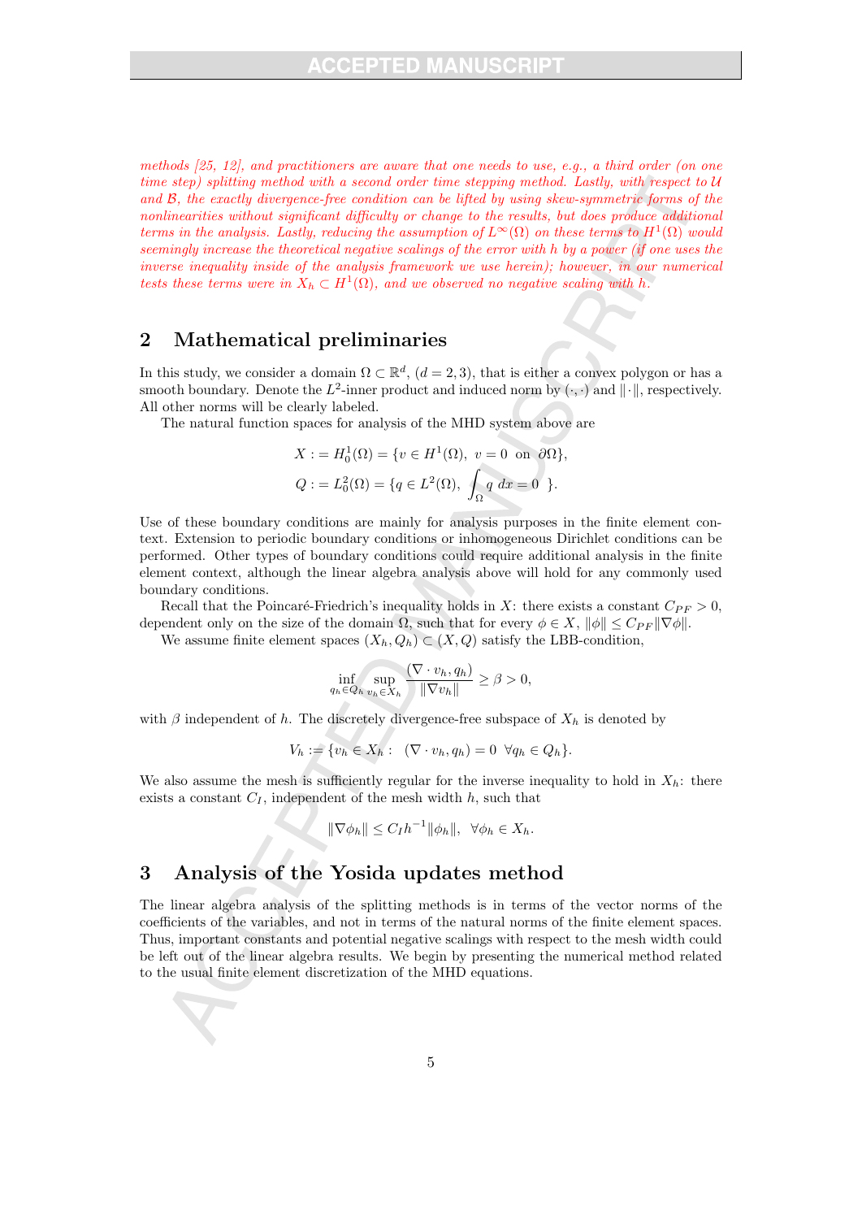*methods [25, 12], and practitioners are aware that one needs to use, e.g., a third order (on one time step) splitting method with a second order time stepping method. Lastly, with respect to $\mathcal{U}$ and $\mathcal{B}$, the exactly divergence-free condition can be lifted by using skew-symmetric forms of the nonlinearities without significant difficulty or change to the results, but does produce additional terms in the analysis. Lastly, reducing the assumption of $L^\infty(\Omega)$ on these terms to $H^1(\Omega)$ would seemingly increase the theoretical negative scalings of the error with $h$ by a power (if one uses the inverse inequality inside of the analysis framework we use herein); however, in our numerical tests these terms were in $X_h \subset H^1(\Omega)$, and we observed no negative scaling with $h$.*

## 2 Mathematical preliminaries

In this study, we consider a domain $\Omega \subset \mathbb{R}^d$, $(d = 2, 3)$, that is either a convex polygon or has a smooth boundary. Denote the $L^2$-inner product and induced norm by $(\cdot,\cdot)$ and $\|\cdot\|$, respectively. All other norms will be clearly labeled.

The natural function spaces for analysis of the MHD system above are

$$X := H_0^1(\Omega) = \{v \in H^1(\Omega),\ v = 0 \ \text{ on } \ \partial\Omega\},$$
$$Q := L_0^2(\Omega) = \{q \in L^2(\Omega),\ \int_\Omega q \ dx = 0 \ \}.$$

Use of these boundary conditions are mainly for analysis purposes in the finite element context. Extension to periodic boundary conditions or inhomogeneous Dirichlet conditions can be performed. Other types of boundary conditions could require additional analysis in the finite element context, although the linear algebra analysis above will hold for any commonly used boundary conditions.

Recall that the Poincaré-Friedrich's inequality holds in $X$: there exists a constant $C_{PF} > 0$, dependent only on the size of the domain $\Omega$, such that for every $\phi \in X$, $\|\phi\| \le C_{PF}\|\nabla\phi\|$.

We assume finite element spaces $(X_h, Q_h) \subset (X, Q)$ satisfy the LBB-condition,

$$\inf_{q_h \in Q_h} \sup_{v_h \in X_h} \frac{(\nabla \cdot v_h, q_h)}{\|\nabla v_h\|} \ge \beta > 0,$$

with $\beta$ independent of $h$. The discretely divergence-free subspace of $X_h$ is denoted by

$$V_h := \{v_h \in X_h : \ \ (\nabla \cdot v_h, q_h) = 0 \ \ \forall q_h \in Q_h\}.$$

We also assume the mesh is sufficiently regular for the inverse inequality to hold in $X_h$: there exists a constant $C_I$, independent of the mesh width $h$, such that

$$\|\nabla\phi_h\| \le C_I h^{-1}\|\phi_h\|, \ \ \forall \phi_h \in X_h.$$

## 3 Analysis of the Yosida updates method

The linear algebra analysis of the splitting methods is in terms of the vector norms of the coefficients of the variables, and not in terms of the natural norms of the finite element spaces. Thus, important constants and potential negative scalings with respect to the mesh width could be left out of the linear algebra results. We begin by presenting the numerical method related to the usual finite element discretization of the MHD equations.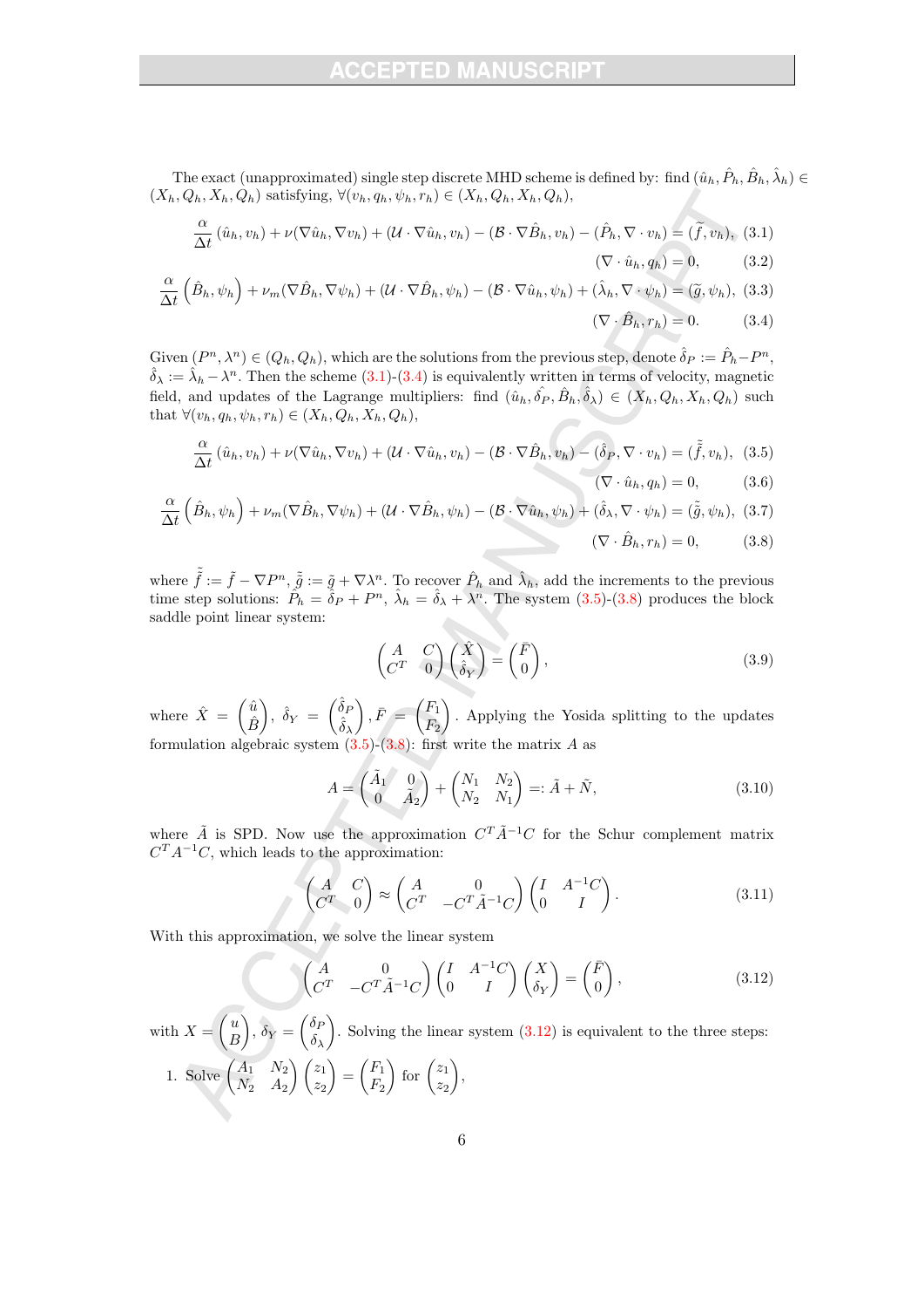The exact (unapproximated) single step discrete MHD scheme is defined by: find $(\hat{u}_h, \hat{P}_h, \hat{B}_h, \hat{\lambda}_h) \in (X_h, Q_h, X_h, Q_h)$ satisfying, $\forall (v_h, q_h, \psi_h, r_h) \in (X_h, Q_h, X_h, Q_h)$,

$$\frac{\alpha}{\Delta t}(\hat{u}_h, v_h) + \nu(\nabla \hat{u}_h, \nabla v_h) + (\mathcal{U} \cdot \nabla \hat{u}_h, v_h) - (\mathcal{B} \cdot \nabla \hat{B}_h, v_h) - (\hat{P}_h, \nabla \cdot v_h) = (\tilde{f}, v_h), \quad (3.1)$$

$$(\nabla \cdot \hat{u}_h, q_h) = 0, \quad (3.2)$$

$$\frac{\alpha}{\Delta t}\left(\hat{B}_h, \psi_h\right) + \nu_m(\nabla \hat{B}_h, \nabla \psi_h) + (\mathcal{U} \cdot \nabla \hat{B}_h, \psi_h) - (\mathcal{B} \cdot \nabla \hat{u}_h, \psi_h) + (\hat{\lambda}_h, \nabla \cdot \psi_h) = (\tilde{g}, \psi_h), \quad (3.3)$$

$$(\nabla \cdot \hat{B}_h, r_h) = 0. \quad (3.4)$$

Given $(P^n, \lambda^n) \in (Q_h, Q_h)$, which are the solutions from the previous step, denote $\hat{\delta}_P := \hat{P}_h - P^n$, $\hat{\delta}_\lambda := \hat{\lambda}_h - \lambda^n$. Then the scheme (3.1)-(3.4) is equivalently written in terms of velocity, magnetic field, and updates of the Lagrange multipliers: find $(\hat{u}_h, \hat{\delta_P}, \hat{B}_h, \hat{\delta}_\lambda) \in (X_h, Q_h, X_h, Q_h)$ such that $\forall (v_h, q_h, \psi_h, r_h) \in (X_h, Q_h, X_h, Q_h)$,

$$\frac{\alpha}{\Delta t}(\hat{u}_h, v_h) + \nu(\nabla \hat{u}_h, \nabla v_h) + (\mathcal{U} \cdot \nabla \hat{u}_h, v_h) - (\mathcal{B} \cdot \nabla \hat{B}_h, v_h) - (\hat{\delta}_P, \nabla \cdot v_h) = (\tilde{\tilde{f}}, v_h), \quad (3.5)$$

$$(\nabla \cdot \hat{u}_h, q_h) = 0, \quad (3.6)$$

$$\frac{\alpha}{\Delta t}\left(\hat{B}_h, \psi_h\right) + \nu_m(\nabla \hat{B}_h, \nabla \psi_h) + (\mathcal{U} \cdot \nabla \hat{B}_h, \psi_h) - (\mathcal{B} \cdot \nabla \hat{u}_h, \psi_h) + (\hat{\delta}_\lambda, \nabla \cdot \psi_h) = (\tilde{\tilde{g}}, \psi_h), \quad (3.7)$$

$$(\nabla \cdot \hat{B}_h, r_h) = 0, \quad (3.8)$$

where $\tilde{\tilde{f}} := \tilde{f} - \nabla P^n$, $\tilde{\tilde{g}} := \tilde{g} + \nabla \lambda^n$. To recover $\hat{P}_h$ and $\hat{\lambda}_h$, add the increments to the previous time step solutions: $\hat{P}_h = \hat{\delta}_P + P^n$, $\hat{\lambda}_h = \hat{\delta}_\lambda + \lambda^n$. The system (3.5)-(3.8) produces the block saddle point linear system:

$$\begin{pmatrix} A & C \\ C^T & 0 \end{pmatrix} \begin{pmatrix} \hat{X} \\ \hat{\delta}_Y \end{pmatrix} = \begin{pmatrix} \bar{F} \\ 0 \end{pmatrix}, \quad (3.9)$$

where $\hat{X} = \begin{pmatrix} \hat{u} \\ \hat{B} \end{pmatrix}$, $\hat{\delta}_Y = \begin{pmatrix} \hat{\delta}_P \\ \hat{\delta}_\lambda \end{pmatrix}$, $\bar{F} = \begin{pmatrix} F_1 \\ F_2 \end{pmatrix}$. Applying the Yosida splitting to the updates formulation algebraic system (3.5)-(3.8): first write the matrix $A$ as

$$A = \begin{pmatrix} \tilde{A}_1 & 0 \\ 0 & \tilde{A}_2 \end{pmatrix} + \begin{pmatrix} N_1 & N_2 \\ N_2 & N_1 \end{pmatrix} =: \tilde{A} + \tilde{N}, \quad (3.10)$$

where $\tilde{A}$ is SPD. Now use the approximation $C^T \tilde{A}^{-1} C$ for the Schur complement matrix $C^T A^{-1} C$, which leads to the approximation:

$$\begin{pmatrix} A & C \\ C^T & 0 \end{pmatrix} \approx \begin{pmatrix} A & 0 \\ C^T & -C^T \tilde{A}^{-1} C \end{pmatrix} \begin{pmatrix} I & A^{-1}C \\ 0 & I \end{pmatrix}. \quad (3.11)$$

With this approximation, we solve the linear system

$$\begin{pmatrix} A & 0 \\ C^T & -C^T \tilde{A}^{-1} C \end{pmatrix} \begin{pmatrix} I & A^{-1}C \\ 0 & I \end{pmatrix} \begin{pmatrix} X \\ \delta_Y \end{pmatrix} = \begin{pmatrix} \bar{F} \\ 0 \end{pmatrix}, \quad (3.12)$$

with $X = \begin{pmatrix} u \\ B \end{pmatrix}$, $\delta_Y = \begin{pmatrix} \delta_P \\ \delta_\lambda \end{pmatrix}$. Solving the linear system (3.12) is equivalent to the three steps:

1. Solve $\begin{pmatrix} A_1 & N_2 \\ N_2 & A_2 \end{pmatrix} \begin{pmatrix} z_1 \\ z_2 \end{pmatrix} = \begin{pmatrix} F_1 \\ F_2 \end{pmatrix}$ for $\begin{pmatrix} z_1 \\ z_2 \end{pmatrix}$,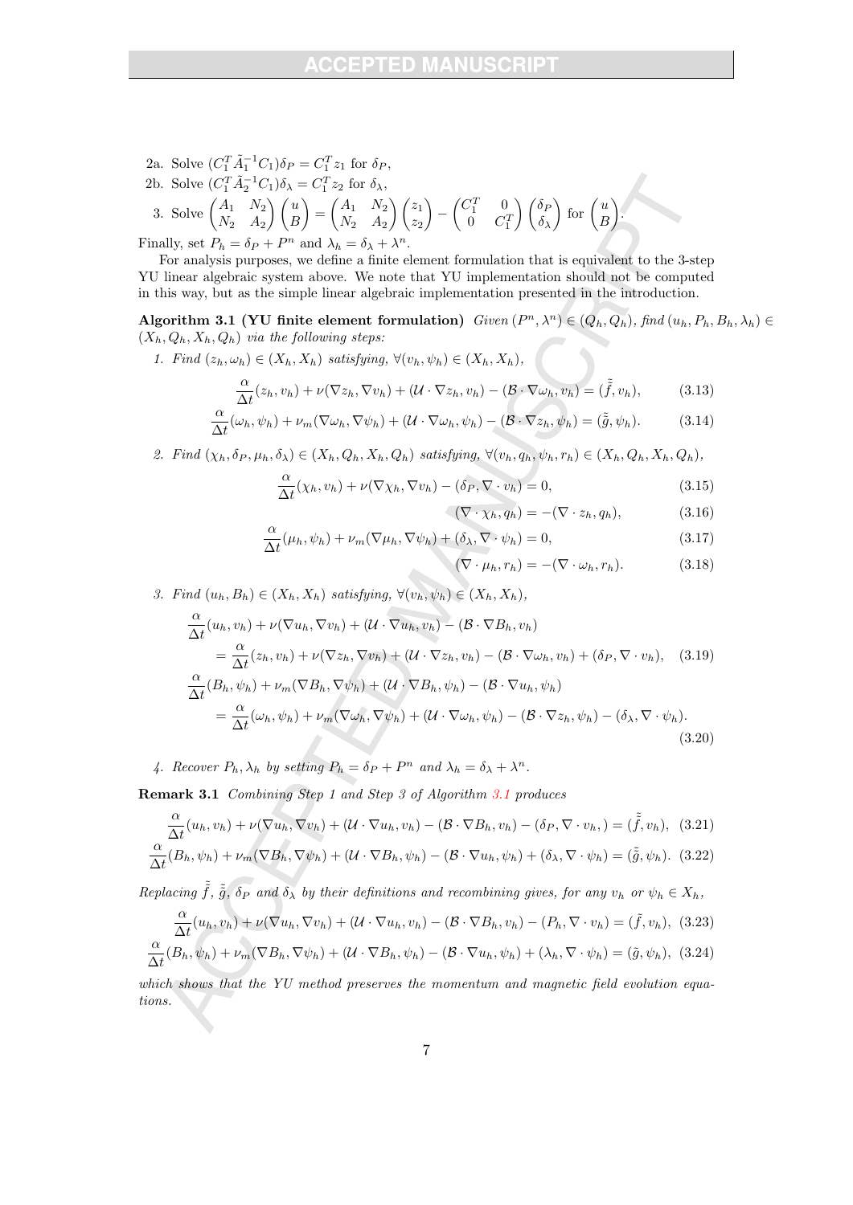2a. Solve $(C_1^T \tilde{A}_1^{-1} C_1)\delta_P = C_1^T z_1$ for $\delta_P$,

2b. Solve $(C_1^T \tilde{A}_2^{-1} C_1)\delta_\lambda = C_1^T z_2$ for $\delta_\lambda$,

3. Solve $\begin{pmatrix} A_1 & N_2 \\ N_2 & A_2 \end{pmatrix} \begin{pmatrix} u \\ B \end{pmatrix} = \begin{pmatrix} A_1 & N_2 \\ N_2 & A_2 \end{pmatrix} \begin{pmatrix} z_1 \\ z_2 \end{pmatrix} - \begin{pmatrix} C_1^T & 0 \\ 0 & C_1^T \end{pmatrix} \begin{pmatrix} \delta_P \\ \delta_\lambda \end{pmatrix}$ for $\begin{pmatrix} u \\ B \end{pmatrix}$.

Finally, set $P_h = \delta_P + P^n$ and $\lambda_h = \delta_\lambda + \lambda^n$.

For analysis purposes, we define a finite element formulation that is equivalent to the 3-step YU linear algebraic system above. We note that YU implementation should not be computed in this way, but as the simple linear algebraic implementation presented in the introduction.

**Algorithm 3.1 (YU finite element formulation)** *Given $(P^n, \lambda^n) \in (Q_h, Q_h)$, find $(u_h, P_h, B_h, \lambda_h) \in (X_h, Q_h, X_h, Q_h)$ via the following steps:*

*1. Find $(z_h, \omega_h) \in (X_h, X_h)$ satisfying, $\forall (v_h, \psi_h) \in (X_h, X_h)$,*

$$\frac{\alpha}{\Delta t}(z_h, v_h) + \nu(\nabla z_h, \nabla v_h) + (\mathcal{U} \cdot \nabla z_h, v_h) - (\mathcal{B} \cdot \nabla \omega_h, v_h) = (\tilde{\tilde{f}}, v_h), \tag{3.13}$$

$$\frac{\alpha}{\Delta t}(\omega_h, \psi_h) + \nu_m(\nabla \omega_h, \nabla \psi_h) + (\mathcal{U} \cdot \nabla \omega_h, \psi_h) - (\mathcal{B} \cdot \nabla z_h, \psi_h) = (\tilde{\tilde{g}}, \psi_h). \tag{3.14}$$

*2. Find $(\chi_h, \delta_P, \mu_h, \delta_\lambda) \in (X_h, Q_h, X_h, Q_h)$ satisfying, $\forall (v_h, q_h, \psi_h, r_h) \in (X_h, Q_h, X_h, Q_h)$,*

$$\frac{\alpha}{\Delta t}(\chi_h, v_h) + \nu(\nabla \chi_h, \nabla v_h) - (\delta_P, \nabla \cdot v_h) = 0, \tag{3.15}$$

$$(\nabla \cdot \chi_h, q_h) = -(\nabla \cdot z_h, q_h), \tag{3.16}$$

$$\frac{\alpha}{\Delta t}(\mu_h, \psi_h) + \nu_m(\nabla \mu_h, \nabla \psi_h) + (\delta_\lambda, \nabla \cdot \psi_h) = 0, \tag{3.17}$$

$$(\nabla \cdot \mu_h, r_h) = -(\nabla \cdot \omega_h, r_h). \tag{3.18}$$

*3. Find $(u_h, B_h) \in (X_h, X_h)$ satisfying, $\forall (v_h, \psi_h) \in (X_h, X_h)$,*

$$\begin{aligned} &\frac{\alpha}{\Delta t}(u_h, v_h) + \nu(\nabla u_h, \nabla v_h) + (\mathcal{U} \cdot \nabla u_h, v_h) - (\mathcal{B} \cdot \nabla B_h, v_h) \\ &\quad = \frac{\alpha}{\Delta t}(z_h, v_h) + \nu(\nabla z_h, \nabla v_h) + (\mathcal{U} \cdot \nabla z_h, v_h) - (\mathcal{B} \cdot \nabla \omega_h, v_h) + (\delta_P, \nabla \cdot v_h), \end{aligned} \tag{3.19}$$

$$\begin{aligned} &\frac{\alpha}{\Delta t}(B_h, \psi_h) + \nu_m(\nabla B_h, \nabla \psi_h) + (\mathcal{U} \cdot \nabla B_h, \psi_h) - (\mathcal{B} \cdot \nabla u_h, \psi_h) \\ &\quad = \frac{\alpha}{\Delta t}(\omega_h, \psi_h) + \nu_m(\nabla \omega_h, \nabla \psi_h) + (\mathcal{U} \cdot \nabla \omega_h, \psi_h) - (\mathcal{B} \cdot \nabla z_h, \psi_h) - (\delta_\lambda, \nabla \cdot \psi_h). \end{aligned} \tag{3.20}$$

*4. Recover $P_h, \lambda_h$ by setting $P_h = \delta_P + P^n$ and $\lambda_h = \delta_\lambda + \lambda^n$.*

**Remark 3.1** *Combining Step 1 and Step 3 of Algorithm 3.1 produces*

$$\frac{\alpha}{\Delta t}(u_h, v_h) + \nu(\nabla u_h, \nabla v_h) + (\mathcal{U} \cdot \nabla u_h, v_h) - (\mathcal{B} \cdot \nabla B_h, v_h) - (\delta_P, \nabla \cdot v_h,) = (\tilde{\tilde{f}}, v_h), \tag{3.21}$$

$$\frac{\alpha}{\Delta t}(B_h, \psi_h) + \nu_m(\nabla B_h, \nabla \psi_h) + (\mathcal{U} \cdot \nabla B_h, \psi_h) - (\mathcal{B} \cdot \nabla u_h, \psi_h) + (\delta_\lambda, \nabla \cdot \psi_h) = (\tilde{\tilde{g}}, \psi_h). \tag{3.22}$$

*Replacing $\tilde{\tilde{f}}$, $\tilde{\tilde{g}}$, $\delta_P$ and $\delta_\lambda$ by their definitions and recombining gives, for any $v_h$ or $\psi_h \in X_h$,*

$$\frac{\alpha}{\Delta t}(u_h, v_h) + \nu(\nabla u_h, \nabla v_h) + (\mathcal{U} \cdot \nabla u_h, v_h) - (\mathcal{B} \cdot \nabla B_h, v_h) - (P_h, \nabla \cdot v_h) = (\tilde{f}, v_h), \tag{3.23}$$

$$\frac{\alpha}{\Delta t}(B_h, \psi_h) + \nu_m(\nabla B_h, \nabla \psi_h) + (\mathcal{U} \cdot \nabla B_h, \psi_h) - (\mathcal{B} \cdot \nabla u_h, \psi_h) + (\lambda_h, \nabla \cdot \psi_h) = (\tilde{g}, \psi_h), \tag{3.24}$$

*which shows that the YU method preserves the momentum and magnetic field evolution equations.*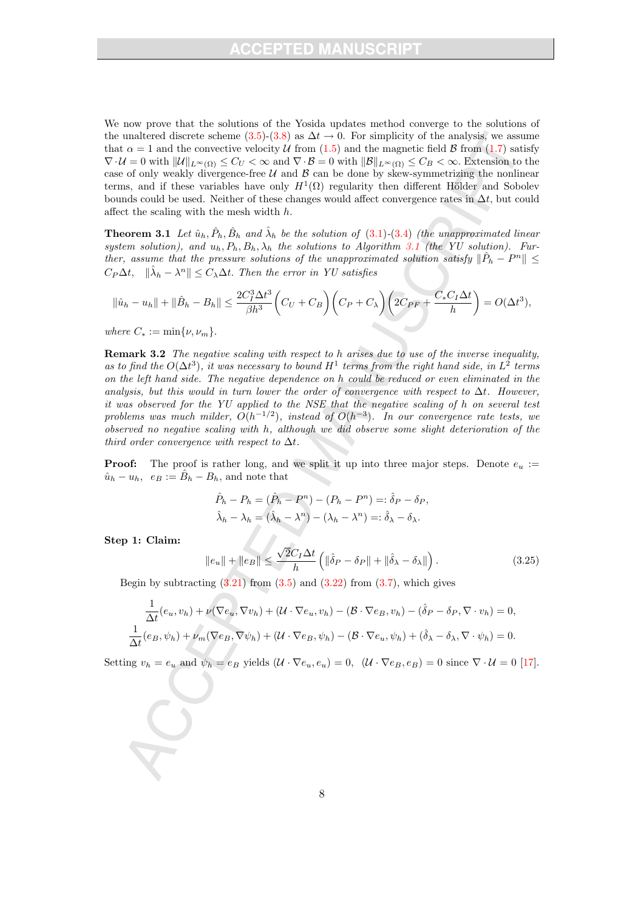We now prove that the solutions of the Yosida updates method converge to the solutions of the unaltered discrete scheme (3.5)-(3.8) as $\Delta t \to 0$. For simplicity of the analysis, we assume that $\alpha = 1$ and the convective velocity $\mathcal{U}$ from (1.5) and the magnetic field $\mathcal{B}$ from (1.7) satisfy $\nabla \cdot \mathcal{U} = 0$ with $\|\mathcal{U}\|_{L^\infty(\Omega)} \leq C_U < \infty$ and $\nabla \cdot \mathcal{B} = 0$ with $\|\mathcal{B}\|_{L^\infty(\Omega)} \leq C_B < \infty$. Extension to the case of only weakly divergence-free $\mathcal{U}$ and $\mathcal{B}$ can be done by skew-symmetrizing the nonlinear terms, and if these variables have only $H^1(\Omega)$ regularity then different Hölder and Sobolev bounds could be used. Neither of these changes would affect convergence rates in $\Delta t$, but could affect the scaling with the mesh width $h$.

**Theorem 3.1** *Let $\hat{u}_h, \hat{P}_h, \hat{B}_h$ and $\hat{\lambda}_h$ be the solution of (3.1)-(3.4) (the unapproximated linear system solution), and $u_h, P_h, B_h, \lambda_h$ the solutions to Algorithm 3.1 (the YU solution). Further, assume that the pressure solutions of the unapproximated solution satisfy $\|\hat{P}_h - P^n\| \leq C_P \Delta t$, $\|\hat{\lambda}_h - \lambda^n\| \leq C_\lambda \Delta t$. Then the error in YU satisfies*

$$\|\hat{u}_h - u_h\| + \|\hat{B}_h - B_h\| \leq \frac{2C_I^3 \Delta t^3}{\beta h^3}\Big(C_U + C_B\Big)\Big(C_P + C_\lambda\Big)\left(2C_{PF} + \frac{C_* C_I \Delta t}{h}\right) = O(\Delta t^3),$$

*where $C_* := \min\{\nu, \nu_m\}$.*

**Remark 3.2** *The negative scaling with respect to $h$ arises due to use of the inverse inequality, as to find the $O(\Delta t^3)$, it was necessary to bound $H^1$ terms from the right hand side, in $L^2$ terms on the left hand side. The negative dependence on $h$ could be reduced or even eliminated in the analysis, but this would in turn lower the order of convergence with respect to $\Delta t$. However, it was observed for the YU applied to the NSE that the negative scaling of $h$ on several test problems was much milder, $O(h^{-1/2})$, instead of $O(h^{-3})$. In our convergence rate tests, we observed no negative scaling with $h$, although we did observe some slight deterioration of the third order convergence with respect to $\Delta t$.*

**Proof:** The proof is rather long, and we split it up into three major steps. Denote $e_u := \hat{u}_h - u_h$, $e_B := \hat{B}_h - B_h$, and note that

$$\hat{P}_h - P_h = (\hat{P}_h - P^n) - (P_h - P^n) =: \hat{\delta}_P - \delta_P,$$
$$\hat{\lambda}_h - \lambda_h = (\hat{\lambda}_h - \lambda^n) - (\lambda_h - \lambda^n) =: \hat{\delta}_\lambda - \delta_\lambda.$$

**Step 1: Claim:**

$$\|e_u\| + \|e_B\| \leq \frac{\sqrt{2} C_I \Delta t}{h}\left(\|\hat{\delta}_P - \delta_P\| + \|\hat{\delta}_\lambda - \delta_\lambda\|\right). \tag{3.25}$$

Begin by subtracting (3.21) from (3.5) and (3.22) from (3.7), which gives

$$\frac{1}{\Delta t}(e_u, v_h) + \nu(\nabla e_u, \nabla v_h) + (\mathcal{U} \cdot \nabla e_u, v_h) - (\mathcal{B} \cdot \nabla e_B, v_h) - (\hat{\delta}_P - \delta_P, \nabla \cdot v_h) = 0,$$
$$\frac{1}{\Delta t}(e_B, \psi_h) + \nu_m(\nabla e_B, \nabla \psi_h) + (\mathcal{U} \cdot \nabla e_B, \psi_h) - (\mathcal{B} \cdot \nabla e_u, \psi_h) + (\hat{\delta}_\lambda - \delta_\lambda, \nabla \cdot \psi_h) = 0.$$

Setting $v_h = e_u$ and $\psi_h = e_B$ yields $(\mathcal{U} \cdot \nabla e_u, e_u) = 0$, $(\mathcal{U} \cdot \nabla e_B, e_B) = 0$ since $\nabla \cdot \mathcal{U} = 0$ [17].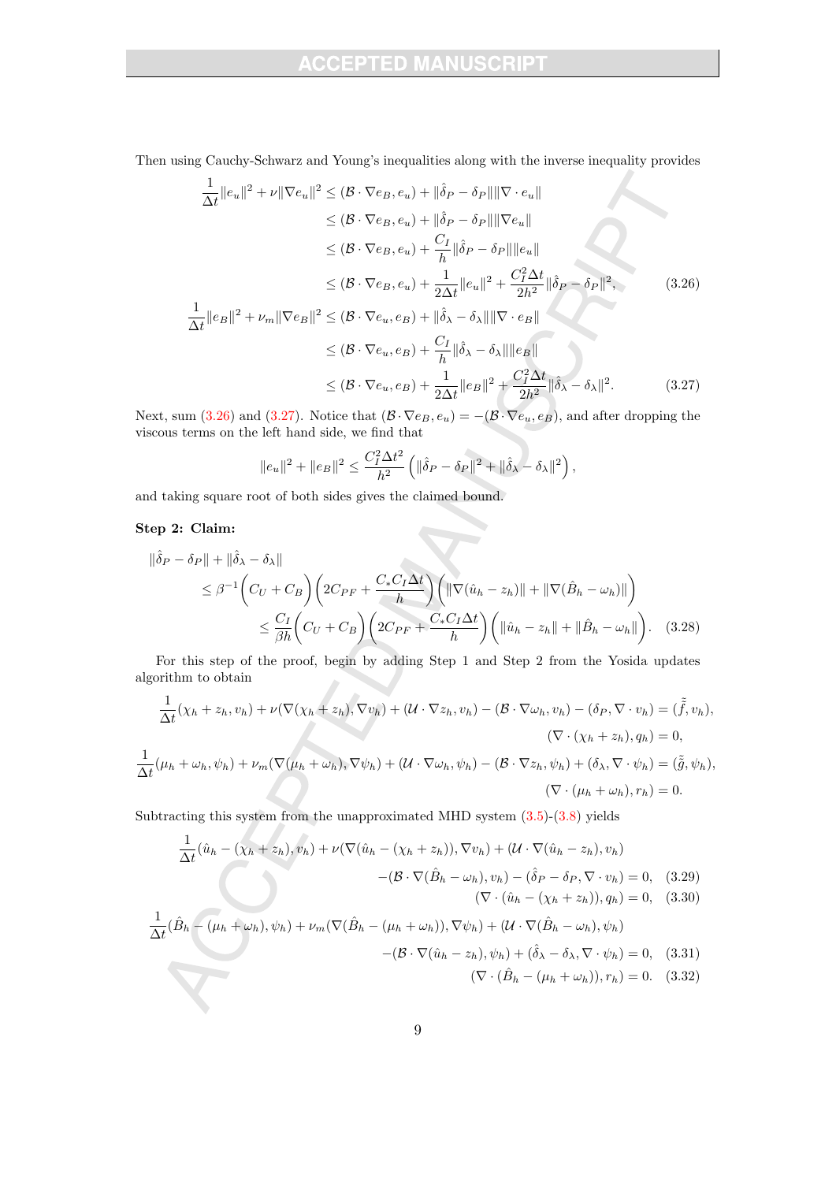Then using Cauchy-Schwarz and Young's inequalities along with the inverse inequality provides

$$
\begin{aligned}
\frac{1}{\Delta t}\|e_u\|^2 + \nu\|\nabla e_u\|^2 &\le (\mathcal{B}\cdot\nabla e_B, e_u) + \|\hat{\delta}_P - \delta_P\|\|\nabla\cdot e_u\| \\
&\le (\mathcal{B}\cdot\nabla e_B, e_u) + \|\hat{\delta}_P - \delta_P\|\|\nabla e_u\| \\
&\le (\mathcal{B}\cdot\nabla e_B, e_u) + \frac{C_I}{h}\|\hat{\delta}_P - \delta_P\|\|e_u\| \\
&\le (\mathcal{B}\cdot\nabla e_B, e_u) + \frac{1}{2\Delta t}\|e_u\|^2 + \frac{C_I^2\Delta t}{2h^2}\|\hat{\delta}_P - \delta_P\|^2, \qquad (3.26)\\
\frac{1}{\Delta t}\|e_B\|^2 + \nu_m\|\nabla e_B\|^2 &\le (\mathcal{B}\cdot\nabla e_u, e_B) + \|\hat{\delta}_\lambda - \delta_\lambda\|\|\nabla\cdot e_B\| \\
&\le (\mathcal{B}\cdot\nabla e_u, e_B) + \frac{C_I}{h}\|\hat{\delta}_\lambda - \delta_\lambda\|\|e_B\| \\
&\le (\mathcal{B}\cdot\nabla e_u, e_B) + \frac{1}{2\Delta t}\|e_B\|^2 + \frac{C_I^2\Delta t}{2h^2}\|\hat{\delta}_\lambda - \delta_\lambda\|^2. \qquad (3.27)
\end{aligned}
$$

Next, sum (3.26) and (3.27). Notice that $(\mathcal{B}\cdot\nabla e_B, e_u) = -(\mathcal{B}\cdot\nabla e_u, e_B)$, and after dropping the viscous terms on the left hand side, we find that

$$
\|e_u\|^2 + \|e_B\|^2 \le \frac{C_I^2\Delta t^2}{h^2}\left(\|\hat{\delta}_P - \delta_P\|^2 + \|\hat{\delta}_\lambda - \delta_\lambda\|^2\right),
$$

and taking square root of both sides gives the claimed bound.

**Step 2: Claim:**

$$
\begin{aligned}
&\|\hat{\delta}_P - \delta_P\| + \|\hat{\delta}_\lambda - \delta_\lambda\| \\
&\quad\le \beta^{-1}\Big(C_U + C_B\Big)\left(2C_{PF} + \frac{C_*C_I\Delta t}{h}\right)\Big(\|\nabla(\hat{u}_h - z_h)\| + \|\nabla(\hat{B}_h - \omega_h)\|\Big) \\
&\quad\le \frac{C_I}{\beta h}\Big(C_U + C_B\Big)\left(2C_{PF} + \frac{C_*C_I\Delta t}{h}\right)\Big(\|\hat{u}_h - z_h\| + \|\hat{B}_h - \omega_h\|\Big). \qquad (3.28)
\end{aligned}
$$

For this step of the proof, begin by adding Step 1 and Step 2 from the Yosida updates algorithm to obtain

$$
\begin{aligned}
\frac{1}{\Delta t}(\chi_h + z_h, v_h) + \nu(\nabla(\chi_h + z_h), \nabla v_h) + (\mathcal{U}\cdot\nabla z_h, v_h) - (\mathcal{B}\cdot\nabla\omega_h, v_h) - (\delta_P, \nabla\cdot v_h) &= (\tilde{\tilde{f}}, v_h),\\
(\nabla\cdot(\chi_h + z_h), q_h) &= 0,\\
\frac{1}{\Delta t}(\mu_h + \omega_h, \psi_h) + \nu_m(\nabla(\mu_h + \omega_h), \nabla\psi_h) + (\mathcal{U}\cdot\nabla\omega_h, \psi_h) - (\mathcal{B}\cdot\nabla z_h, \psi_h) + (\delta_\lambda, \nabla\cdot\psi_h) &= (\tilde{\tilde{g}}, \psi_h),\\
(\nabla\cdot(\mu_h + \omega_h), r_h) &= 0.
\end{aligned}
$$

Subtracting this system from the unapproximated MHD system (3.5)-(3.8) yields

$$
\begin{aligned}
\frac{1}{\Delta t}(\hat{u}_h - (\chi_h + z_h), v_h) + \nu(\nabla(\hat{u}_h - (\chi_h + z_h)), \nabla v_h) + (\mathcal{U}\cdot\nabla(\hat{u}_h - z_h), v_h)&\\
-(\mathcal{B}\cdot\nabla(\hat{B}_h - \omega_h), v_h) - (\hat{\delta}_P - \delta_P, \nabla\cdot v_h) &= 0, \qquad (3.29)\\
(\nabla\cdot(\hat{u}_h - (\chi_h + z_h)), q_h) &= 0, \qquad (3.30)\\
\frac{1}{\Delta t}(\hat{B}_h - (\mu_h + \omega_h), \psi_h) + \nu_m(\nabla(\hat{B}_h - (\mu_h + \omega_h)), \nabla\psi_h) + (\mathcal{U}\cdot\nabla(\hat{B}_h - \omega_h), \psi_h)&\\
-(\mathcal{B}\cdot\nabla(\hat{u}_h - z_h), \psi_h) + (\hat{\delta}_\lambda - \delta_\lambda, \nabla\cdot\psi_h) &= 0, \qquad (3.31)\\
(\nabla\cdot(\hat{B}_h - (\mu_h + \omega_h)), r_h) &= 0. \qquad (3.32)
\end{aligned}
$$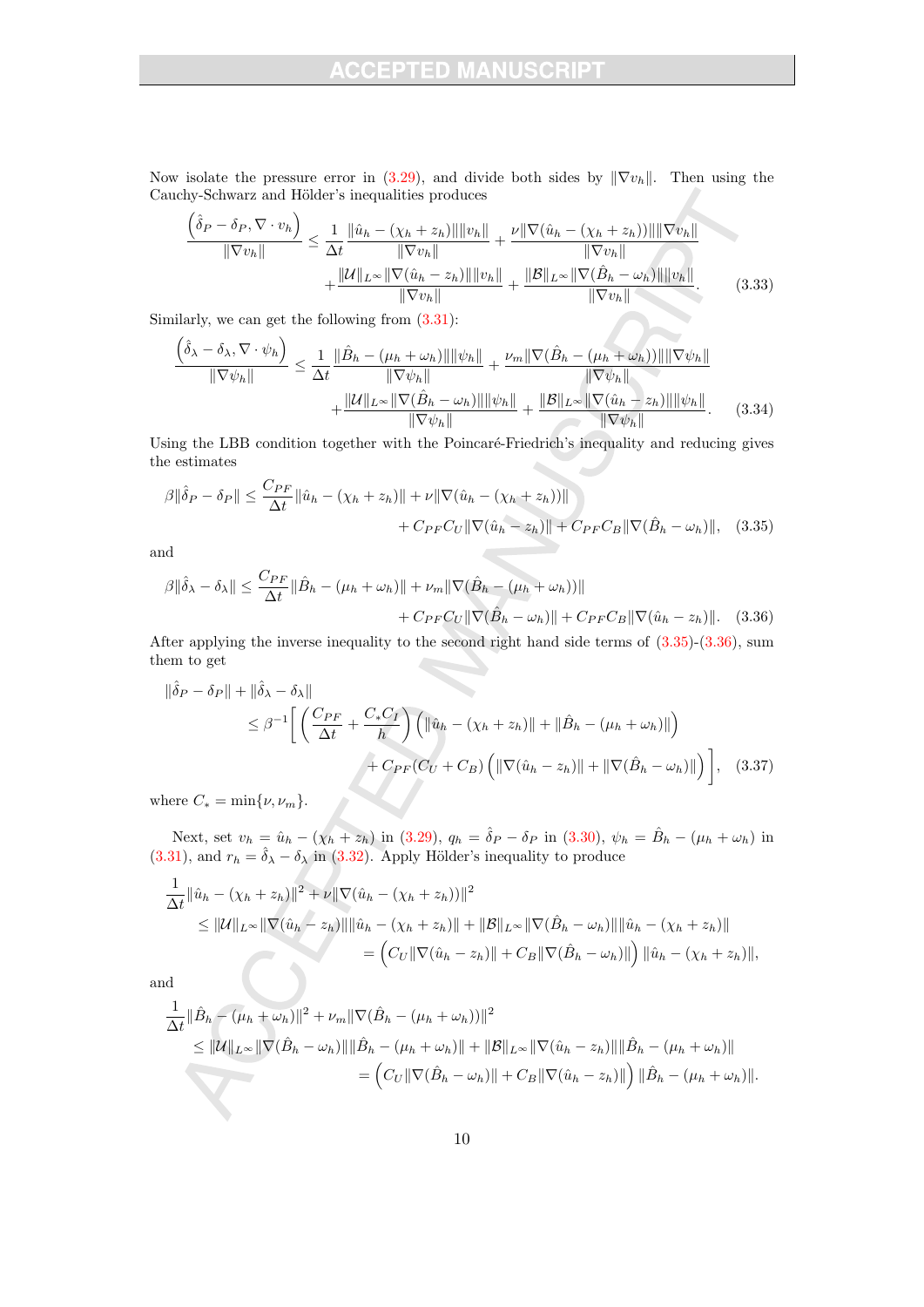Now isolate the pressure error in (3.29), and divide both sides by $\|\nabla v_h\|$. Then using the Cauchy-Schwarz and Hölder's inequalities produces

$$
\begin{aligned}
\frac{\left(\hat{\delta}_P - \delta_P, \nabla \cdot v_h\right)}{\|\nabla v_h\|} \leq \frac{1}{\Delta t} \frac{\|\hat{u}_h - (\chi_h + z_h)\| \|v_h\|}{\|\nabla v_h\|} + \frac{\nu \|\nabla(\hat{u}_h - (\chi_h + z_h))\| \|\nabla v_h\|}{\|\nabla v_h\|} \\
+ \frac{\|\mathcal{U}\|_{L^\infty} \|\nabla(\hat{u}_h - z_h)\| \|v_h\|}{\|\nabla v_h\|} + \frac{\|\mathcal{B}\|_{L^\infty} \|\nabla(\hat{B}_h - \omega_h)\| \|v_h\|}{\|\nabla v_h\|}.
\end{aligned}
\tag{3.33}
$$

Similarly, we can get the following from (3.31):

$$
\begin{aligned}
\frac{\left(\hat{\delta}_\lambda - \delta_\lambda, \nabla \cdot \psi_h\right)}{\|\nabla \psi_h\|} \leq \frac{1}{\Delta t} \frac{\|\hat{B}_h - (\mu_h + \omega_h)\| \|\psi_h\|}{\|\nabla \psi_h\|} + \frac{\nu_m \|\nabla(\hat{B}_h - (\mu_h + \omega_h))\| \|\nabla \psi_h\|}{\|\nabla \psi_h\|} \\
+ \frac{\|\mathcal{U}\|_{L^\infty} \|\nabla(\hat{B}_h - \omega_h)\| \|\psi_h\|}{\|\nabla \psi_h\|} + \frac{\|\mathcal{B}\|_{L^\infty} \|\nabla(\hat{u}_h - z_h)\| \|\psi_h\|}{\|\nabla \psi_h\|}.
\end{aligned}
\tag{3.34}
$$

Using the LBB condition together with the Poincaré-Friedrich's inequality and reducing gives the estimates

$$
\begin{aligned}
\beta \|\hat{\delta}_P - \delta_P\| \leq \frac{C_{PF}}{\Delta t} \|\hat{u}_h - (\chi_h + z_h)\| + \nu \|\nabla(\hat{u}_h - (\chi_h + z_h))\| \\
+ C_{PF} C_U \|\nabla(\hat{u}_h - z_h)\| + C_{PF} C_B \|\nabla(\hat{B}_h - \omega_h)\|,
\end{aligned}
\tag{3.35}
$$

and

$$
\begin{aligned}
\beta \|\hat{\delta}_\lambda - \delta_\lambda\| \leq \frac{C_{PF}}{\Delta t} \|\hat{B}_h - (\mu_h + \omega_h)\| + \nu_m \|\nabla(\hat{B}_h - (\mu_h + \omega_h))\| \\
+ C_{PF} C_U \|\nabla(\hat{B}_h - \omega_h)\| + C_{PF} C_B \|\nabla(\hat{u}_h - z_h)\|.
\end{aligned}
\tag{3.36}
$$

After applying the inverse inequality to the second right hand side terms of (3.35)-(3.36), sum them to get

$$
\begin{aligned}
&\|\hat{\delta}_P - \delta_P\| + \|\hat{\delta}_\lambda - \delta_\lambda\| \\
&\quad \leq \beta^{-1} \Bigg[ \left( \frac{C_{PF}}{\Delta t} + \frac{C_* C_I}{h} \right) \left( \|\hat{u}_h - (\chi_h + z_h)\| + \|\hat{B}_h - (\mu_h + \omega_h)\| \right) \\
&\qquad + C_{PF}(C_U + C_B) \left( \|\nabla(\hat{u}_h - z_h)\| + \|\nabla(\hat{B}_h - \omega_h)\| \right) \Bigg],
\end{aligned}
\tag{3.37}
$$

where $C_* = \min\{\nu, \nu_m\}$.

Next, set $v_h = \hat{u}_h - (\chi_h + z_h)$ in (3.29), $q_h = \hat{\delta}_P - \delta_P$ in (3.30), $\psi_h = \hat{B}_h - (\mu_h + \omega_h)$ in (3.31), and $r_h = \hat{\delta}_\lambda - \delta_\lambda$ in (3.32). Apply Hölder's inequality to produce

$$
\begin{aligned}
&\frac{1}{\Delta t} \|\hat{u}_h - (\chi_h + z_h)\|^2 + \nu \|\nabla(\hat{u}_h - (\chi_h + z_h))\|^2 \\
&\quad \leq \|\mathcal{U}\|_{L^\infty} \|\nabla(\hat{u}_h - z_h)\| \|\hat{u}_h - (\chi_h + z_h)\| + \|\mathcal{B}\|_{L^\infty} \|\nabla(\hat{B}_h - \omega_h)\| \|\hat{u}_h - (\chi_h + z_h)\| \\
&\quad = \left( C_U \|\nabla(\hat{u}_h - z_h)\| + C_B \|\nabla(\hat{B}_h - \omega_h)\| \right) \|\hat{u}_h - (\chi_h + z_h)\|,
\end{aligned}
$$

and

$$
\begin{aligned}
&\frac{1}{\Delta t} \|\hat{B}_h - (\mu_h + \omega_h)\|^2 + \nu_m \|\nabla(\hat{B}_h - (\mu_h + \omega_h))\|^2 \\
&\quad \leq \|\mathcal{U}\|_{L^\infty} \|\nabla(\hat{B}_h - \omega_h)\| \|\hat{B}_h - (\mu_h + \omega_h)\| + \|\mathcal{B}\|_{L^\infty} \|\nabla(\hat{u}_h - z_h)\| \|\hat{B}_h - (\mu_h + \omega_h)\| \\
&\quad = \left( C_U \|\nabla(\hat{B}_h - \omega_h)\| + C_B \|\nabla(\hat{u}_h - z_h)\| \right) \|\hat{B}_h - (\mu_h + \omega_h)\|.
\end{aligned}
$$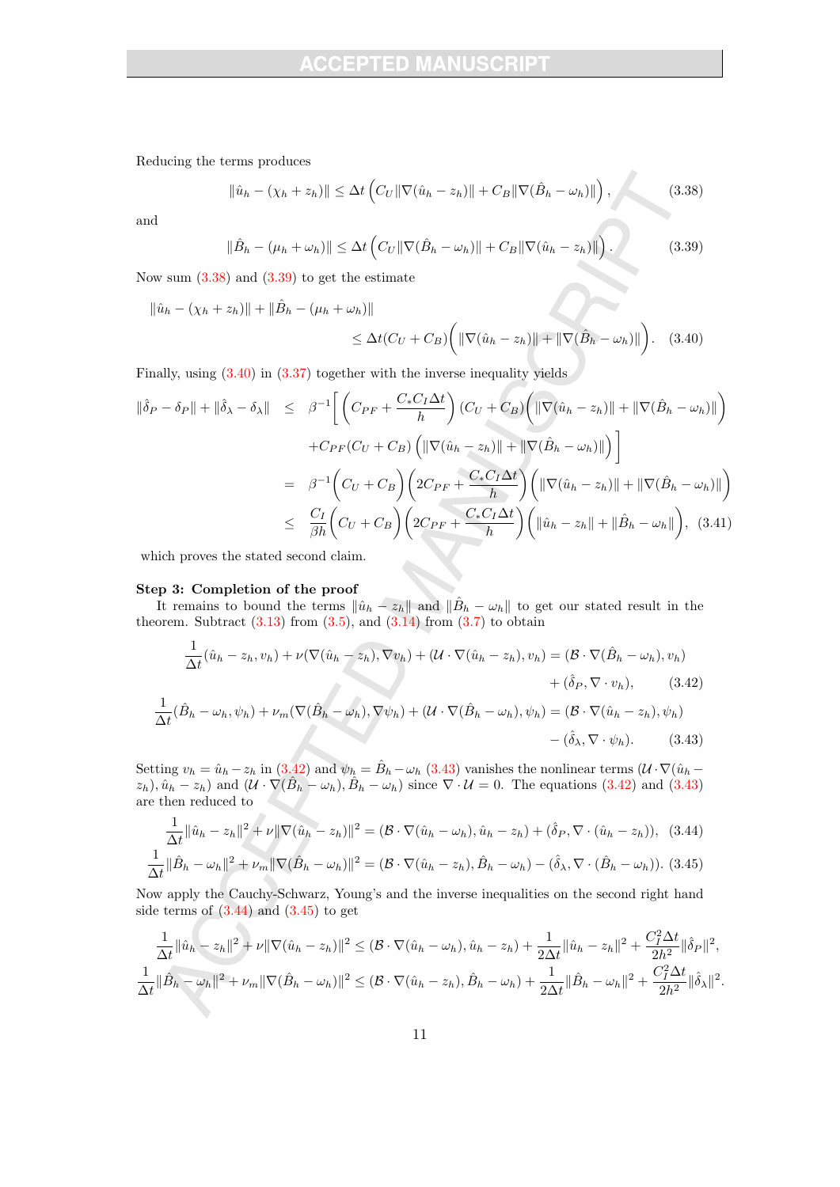Reducing the terms produces

$$\|\hat{u}_h - (\chi_h + z_h)\| \leq \Delta t \left( C_U \|\nabla(\hat{u}_h - z_h)\| + C_B \|\nabla(\hat{B}_h - \omega_h)\| \right), \tag{3.38}$$

and

$$\|\hat{B}_h - (\mu_h + \omega_h)\| \leq \Delta t \left( C_U \|\nabla(\hat{B}_h - \omega_h)\| + C_B \|\nabla(\hat{u}_h - z_h)\| \right). \tag{3.39}$$

Now sum (3.38) and (3.39) to get the estimate

$$\|\hat{u}_h - (\chi_h + z_h)\| + \|\hat{B}_h - (\mu_h + \omega_h)\| \\ \leq \Delta t (C_U + C_B) \Big( \|\nabla(\hat{u}_h - z_h)\| + \|\nabla(\hat{B}_h - \omega_h)\| \Big). \tag{3.40}$$

Finally, using (3.40) in (3.37) together with the inverse inequality yields

$$\begin{aligned}
\|\hat{\delta}_P - \delta_P\| + \|\hat{\delta}_\lambda - \delta_\lambda\| \quad &\leq \quad \beta^{-1} \Bigg[ \left( C_{PF} + \frac{C_* C_I \Delta t}{h} \right) (C_U + C_B) \Big( \|\nabla(\hat{u}_h - z_h)\| + \|\nabla(\hat{B}_h - \omega_h)\| \Big) \\
&\quad + C_{PF}(C_U + C_B) \left( \|\nabla(\hat{u}_h - z_h)\| + \|\nabla(\hat{B}_h - \omega_h)\| \right) \Bigg] \\
&= \quad \beta^{-1} \Big( C_U + C_B \Big) \left( 2C_{PF} + \frac{C_* C_I \Delta t}{h} \right) \Big( \|\nabla(\hat{u}_h - z_h)\| + \|\nabla(\hat{B}_h - \omega_h)\| \Big) \\
&\leq \quad \frac{C_I}{\beta h} \Big( C_U + C_B \Big) \left( 2C_{PF} + \frac{C_* C_I \Delta t}{h} \right) \Big( \|\hat{u}_h - z_h\| + \|\hat{B}_h - \omega_h\| \Big),
\end{aligned} \tag{3.41}$$

which proves the stated second claim.

**Step 3: Completion of the proof**

It remains to bound the terms $\|\hat{u}_h - z_h\|$ and $\|\hat{B}_h - \omega_h\|$ to get our stated result in the theorem. Subtract (3.13) from (3.5), and (3.14) from (3.7) to obtain

$$\frac{1}{\Delta t}(\hat{u}_h - z_h, v_h) + \nu(\nabla(\hat{u}_h - z_h), \nabla v_h) + (\mathcal{U} \cdot \nabla(\hat{u}_h - z_h), v_h) = (\mathcal{B} \cdot \nabla(\hat{B}_h - \omega_h), v_h) \\ + (\hat{\delta}_P, \nabla \cdot v_h), \tag{3.42}$$

$$\frac{1}{\Delta t}(\hat{B}_h - \omega_h, \psi_h) + \nu_m(\nabla(\hat{B}_h - \omega_h), \nabla \psi_h) + (\mathcal{U} \cdot \nabla(\hat{B}_h - \omega_h), \psi_h) = (\mathcal{B} \cdot \nabla(\hat{u}_h - z_h), \psi_h) \\ - (\hat{\delta}_\lambda, \nabla \cdot \psi_h). \tag{3.43}$$

Setting $v_h = \hat{u}_h - z_h$ in (3.42) and $\psi_h = \hat{B}_h - \omega_h$ (3.43) vanishes the nonlinear terms $(\mathcal{U} \cdot \nabla(\hat{u}_h - z_h), \hat{u}_h - z_h)$ and $(\mathcal{U} \cdot \nabla(\hat{B}_h - \omega_h), \hat{B}_h - \omega_h)$ since $\nabla \cdot \mathcal{U} = 0$. The equations (3.42) and (3.43) are then reduced to

$$\frac{1}{\Delta t}\|\hat{u}_h - z_h\|^2 + \nu\|\nabla(\hat{u}_h - z_h)\|^2 = (\mathcal{B} \cdot \nabla(\hat{u}_h - \omega_h), \hat{u}_h - z_h) + (\hat{\delta}_P, \nabla \cdot (\hat{u}_h - z_h)), \tag{3.44}$$

$$\frac{1}{\Delta t}\|\hat{B}_h - \omega_h\|^2 + \nu_m\|\nabla(\hat{B}_h - \omega_h)\|^2 = (\mathcal{B} \cdot \nabla(\hat{u}_h - z_h), \hat{B}_h - \omega_h) - (\hat{\delta}_\lambda, \nabla \cdot (\hat{B}_h - \omega_h)). \tag{3.45}$$

Now apply the Cauchy-Schwarz, Young's and the inverse inequalities on the second right hand side terms of (3.44) and (3.45) to get

$$\frac{1}{\Delta t}\|\hat{u}_h - z_h\|^2 + \nu\|\nabla(\hat{u}_h - z_h)\|^2 \leq (\mathcal{B} \cdot \nabla(\hat{u}_h - \omega_h), \hat{u}_h - z_h) + \frac{1}{2\Delta t}\|\hat{u}_h - z_h\|^2 + \frac{C_I^2 \Delta t}{2h^2}\|\hat{\delta}_P\|^2,$$

$$\frac{1}{\Delta t}\|\hat{B}_h - \omega_h\|^2 + \nu_m\|\nabla(\hat{B}_h - \omega_h)\|^2 \leq (\mathcal{B} \cdot \nabla(\hat{u}_h - z_h), \hat{B}_h - \omega_h) + \frac{1}{2\Delta t}\|\hat{B}_h - \omega_h\|^2 + \frac{C_I^2 \Delta t}{2h^2}\|\hat{\delta}_\lambda\|^2.$$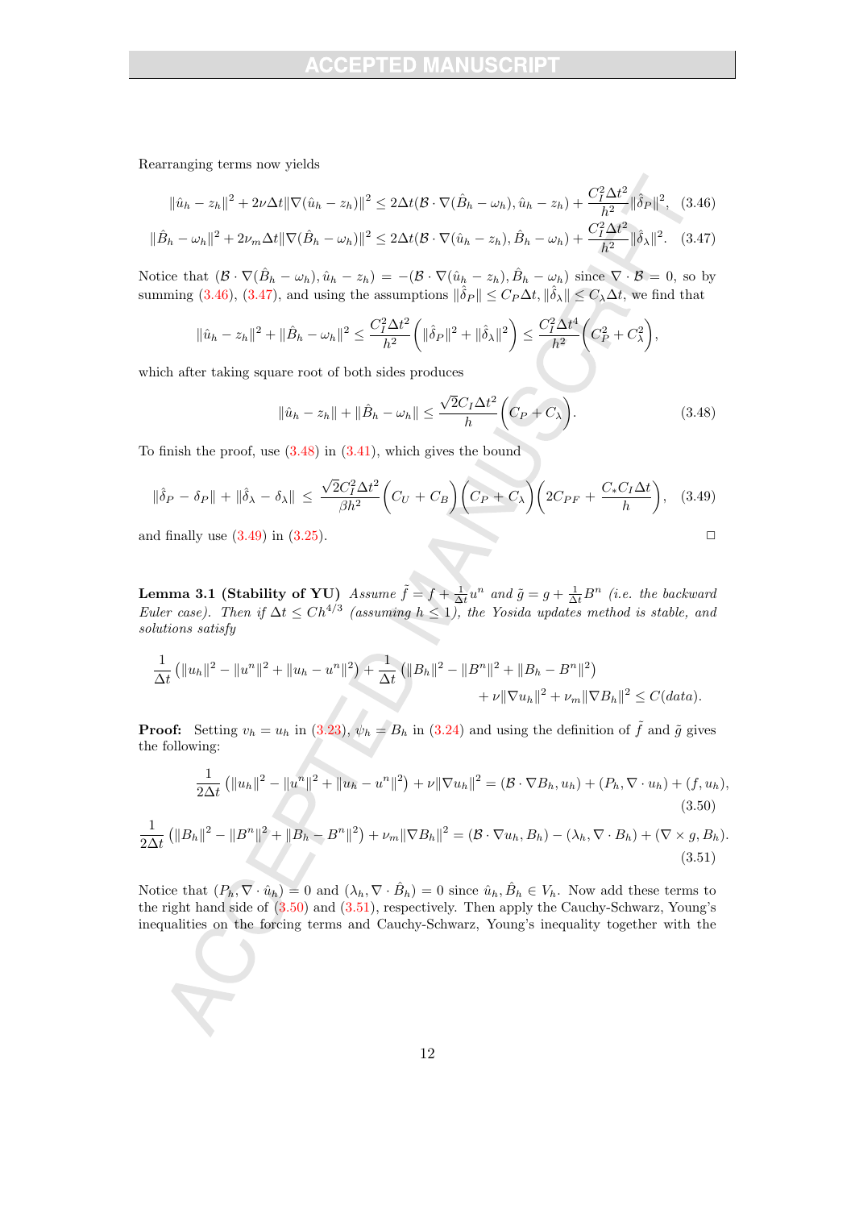Rearranging terms now yields

$$\|\hat{u}_h - z_h\|^2 + 2\nu\Delta t\|\nabla(\hat{u}_h - z_h)\|^2 \le 2\Delta t(\mathcal{B}\cdot\nabla(\hat{B}_h - \omega_h), \hat{u}_h - z_h) + \frac{C_I^2\Delta t^2}{h^2}\|\hat{\delta}_P\|^2, \quad (3.46)$$

$$\|\hat{B}_h - \omega_h\|^2 + 2\nu_m\Delta t\|\nabla(\hat{B}_h - \omega_h)\|^2 \le 2\Delta t(\mathcal{B}\cdot\nabla(\hat{u}_h - z_h), \hat{B}_h - \omega_h) + \frac{C_I^2\Delta t^2}{h^2}\|\hat{\delta}_\lambda\|^2. \quad (3.47)$$

Notice that $(\mathcal{B}\cdot\nabla(\hat{B}_h - \omega_h), \hat{u}_h - z_h) = -(\mathcal{B}\cdot\nabla(\hat{u}_h - z_h), \hat{B}_h - \omega_h)$ since $\nabla\cdot\mathcal{B} = 0$, so by summing (3.46), (3.47), and using the assumptions $\|\hat{\delta}_P\| \le C_P\Delta t, \|\hat{\delta}_\lambda\| \le C_\lambda\Delta t$, we find that

$$\|\hat{u}_h - z_h\|^2 + \|\hat{B}_h - \omega_h\|^2 \le \frac{C_I^2\Delta t^2}{h^2}\Big(\|\hat{\delta}_P\|^2 + \|\hat{\delta}_\lambda\|^2\Big) \le \frac{C_I^2\Delta t^4}{h^2}\Big(C_P^2 + C_\lambda^2\Big),$$

which after taking square root of both sides produces

$$\|\hat{u}_h - z_h\| + \|\hat{B}_h - \omega_h\| \le \frac{\sqrt{2}C_I\Delta t^2}{h}\Big(C_P + C_\lambda\Big). \quad (3.48)$$

To finish the proof, use (3.48) in (3.41), which gives the bound

$$\|\hat{\delta}_P - \delta_P\| + \|\hat{\delta}_\lambda - \delta_\lambda\| \le \frac{\sqrt{2}C_I^2\Delta t^2}{\beta h^2}\Big(C_U + C_B\Big)\Big(C_P + C_\lambda\Big)\Big(2C_{PF} + \frac{C_* C_I\Delta t}{h}\Big), \quad (3.49)$$

and finally use (3.49) in (3.25). $\square$

**Lemma 3.1 (Stability of YU)** *Assume $\tilde{f} = f + \frac{1}{\Delta t}u^n$ and $\tilde{g} = g + \frac{1}{\Delta t}B^n$ (i.e. the backward Euler case). Then if $\Delta t \le Ch^{4/3}$ (assuming $h \le 1$), the Yosida updates method is stable, and solutions satisfy*

$$\frac{1}{\Delta t}\left(\|u_h\|^2 - \|u^n\|^2 + \|u_h - u^n\|^2\right) + \frac{1}{\Delta t}\left(\|B_h\|^2 - \|B^n\|^2 + \|B_h - B^n\|^2\right) + \nu\|\nabla u_h\|^2 + \nu_m\|\nabla B_h\|^2 \le C(data).$$

**Proof:** Setting $v_h = u_h$ in (3.23), $\psi_h = B_h$ in (3.24) and using the definition of $\tilde{f}$ and $\tilde{g}$ gives the following:

$$\frac{1}{2\Delta t}\left(\|u_h\|^2 - \|u^n\|^2 + \|u_h - u^n\|^2\right) + \nu\|\nabla u_h\|^2 = (\mathcal{B}\cdot\nabla B_h, u_h) + (P_h, \nabla\cdot u_h) + (f, u_h), \quad (3.50)$$

$$\frac{1}{2\Delta t}\left(\|B_h\|^2 - \|B^n\|^2 + \|B_h - B^n\|^2\right) + \nu_m\|\nabla B_h\|^2 = (\mathcal{B}\cdot\nabla u_h, B_h) - (\lambda_h, \nabla\cdot B_h) + (\nabla\times g, B_h). \quad (3.51)$$

Notice that $(P_h, \nabla\cdot\hat{u}_h) = 0$ and $(\lambda_h, \nabla\cdot\hat{B}_h) = 0$ since $\hat{u}_h, \hat{B}_h \in V_h$. Now add these terms to the right hand side of (3.50) and (3.51), respectively. Then apply the Cauchy-Schwarz, Young's inequalities on the forcing terms and Cauchy-Schwarz, Young's inequality together with the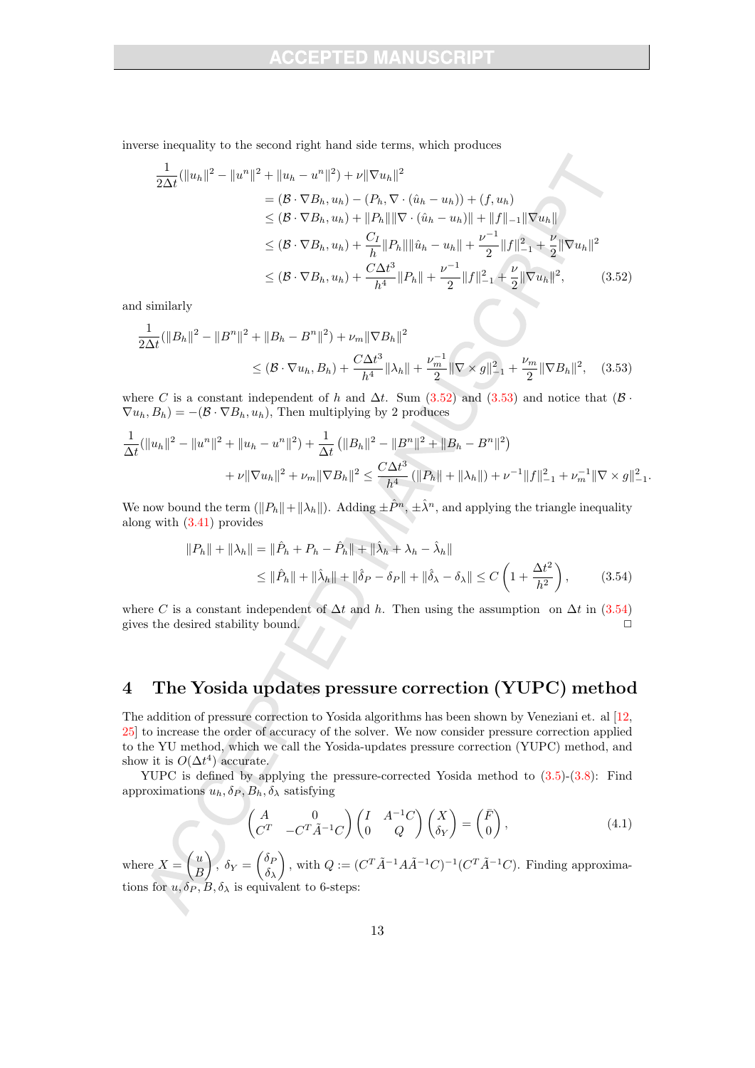inverse inequality to the second right hand side terms, which produces

$$
\begin{aligned}
\frac{1}{2\Delta t}(\|u_h\|^2 - \|u^n\|^2 + \|u_h - u^n\|^2) + \nu\|\nabla u_h\|^2 \\
&= (\mathcal{B}\cdot\nabla B_h, u_h) - (P_h, \nabla\cdot(\hat{u}_h - u_h)) + (f, u_h) \\
&\leq (\mathcal{B}\cdot\nabla B_h, u_h) + \|P_h\|\|\nabla\cdot(\hat{u}_h - u_h)\| + \|f\|_{-1}\|\nabla u_h\| \\
&\leq (\mathcal{B}\cdot\nabla B_h, u_h) + \frac{C_I}{h}\|P_h\|\|\hat{u}_h - u_h\| + \frac{\nu^{-1}}{2}\|f\|_{-1}^2 + \frac{\nu}{2}\|\nabla u_h\|^2 \\
&\leq (\mathcal{B}\cdot\nabla B_h, u_h) + \frac{C\Delta t^3}{h^4}\|P_h\| + \frac{\nu^{-1}}{2}\|f\|_{-1}^2 + \frac{\nu}{2}\|\nabla u_h\|^2, \qquad (3.52)
\end{aligned}
$$

and similarly

$$
\begin{aligned}
\frac{1}{2\Delta t}(\|B_h\|^2 - \|B^n\|^2 + \|B_h - B^n\|^2) + \nu_m\|\nabla B_h\|^2 \\
\leq (\mathcal{B}\cdot\nabla u_h, B_h) + \frac{C\Delta t^3}{h^4}\|\lambda_h\| + \frac{\nu_m^{-1}}{2}\|\nabla\times g\|_{-1}^2 + \frac{\nu_m}{2}\|\nabla B_h\|^2, \qquad (3.53)
\end{aligned}
$$

where $C$ is a constant independent of $h$ and $\Delta t$. Sum (3.52) and (3.53) and notice that $(\mathcal{B}\cdot\nabla u_h, B_h) = -(\mathcal{B}\cdot\nabla B_h, u_h)$, Then multiplying by 2 produces

$$
\begin{aligned}
\frac{1}{\Delta t}(\|u_h\|^2 - \|u^n\|^2 + \|u_h - u^n\|^2) + \frac{1}{\Delta t}\left(\|B_h\|^2 - \|B^n\|^2 + \|B_h - B^n\|^2\right) \\
+ \nu\|\nabla u_h\|^2 + \nu_m\|\nabla B_h\|^2 \leq \frac{C\Delta t^3}{h^4}(\|P_h\| + \|\lambda_h\|) + \nu^{-1}\|f\|_{-1}^2 + \nu_m^{-1}\|\nabla\times g\|_{-1}^2.
\end{aligned}
$$

We now bound the term $(\|P_h\| + \|\lambda_h\|)$. Adding $\pm\hat{P}^n$, $\pm\hat{\lambda}^n$, and applying the triangle inequality along with (3.41) provides

$$
\begin{aligned}
\|P_h\| + \|\lambda_h\| &= \|\hat{P}_h + P_h - \hat{P}_h\| + \|\hat{\lambda}_h + \lambda_h - \hat{\lambda}_h\| \\
&\leq \|\hat{P}_h\| + \|\hat{\lambda}_h\| + \|\hat{\delta}_P - \delta_P\| + \|\hat{\delta}_\lambda - \delta_\lambda\| \leq C\left(1 + \frac{\Delta t^2}{h^2}\right), \qquad (3.54)
\end{aligned}
$$

where $C$ is a constant independent of $\Delta t$ and $h$. Then using the assumption on $\Delta t$ in (3.54) gives the desired stability bound. □

# 4 The Yosida updates pressure correction (YUPC) method

The addition of pressure correction to Yosida algorithms has been shown by Veneziani et. al [12, 25] to increase the order of accuracy of the solver. We now consider pressure correction applied to the YU method, which we call the Yosida-updates pressure correction (YUPC) method, and show it is $O(\Delta t^4)$ accurate.

YUPC is defined by applying the pressure-corrected Yosida method to (3.5)-(3.8): Find approximations $u_h, \delta_P, B_h, \delta_\lambda$ satisfying

$$
\begin{pmatrix} A & 0 \\ C^T & -C^T\tilde{A}^{-1}C \end{pmatrix}\begin{pmatrix} I & A^{-1}C \\ 0 & Q \end{pmatrix}\begin{pmatrix} X \\ \delta_Y \end{pmatrix} = \begin{pmatrix} \bar{F} \\ 0 \end{pmatrix}, \qquad (4.1)
$$

where $X = \begin{pmatrix} u \\ B \end{pmatrix}$, $\delta_Y = \begin{pmatrix} \delta_P \\ \delta_\lambda \end{pmatrix}$, with $Q := (C^T\tilde{A}^{-1}A\tilde{A}^{-1}C)^{-1}(C^T\tilde{A}^{-1}C)$. Finding approximations for $u, \delta_P, B, \delta_\lambda$ is equivalent to 6-steps: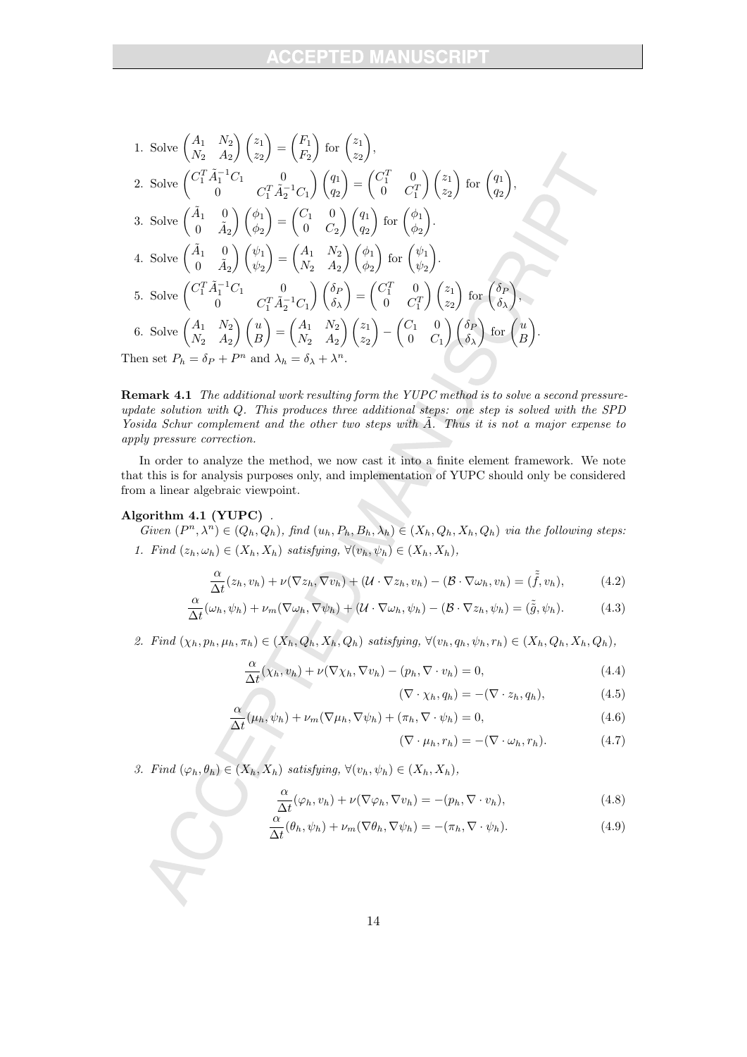1. Solve $\begin{pmatrix} A_1 & N_2 \\ N_2 & A_2 \end{pmatrix} \begin{pmatrix} z_1 \\ z_2 \end{pmatrix} = \begin{pmatrix} F_1 \\ F_2 \end{pmatrix}$ for $\begin{pmatrix} z_1 \\ z_2 \end{pmatrix}$,
2. Solve $\begin{pmatrix} C_1^T \tilde{A}_1^{-1} C_1 & 0 \\ 0 & C_1^T \tilde{A}_2^{-1} C_1 \end{pmatrix} \begin{pmatrix} q_1 \\ q_2 \end{pmatrix} = \begin{pmatrix} C_1^T & 0 \\ 0 & C_1^T \end{pmatrix} \begin{pmatrix} z_1 \\ z_2 \end{pmatrix}$ for $\begin{pmatrix} q_1 \\ q_2 \end{pmatrix}$,
3. Solve $\begin{pmatrix} \tilde{A}_1 & 0 \\ 0 & \tilde{A}_2 \end{pmatrix} \begin{pmatrix} \phi_1 \\ \phi_2 \end{pmatrix} = \begin{pmatrix} C_1 & 0 \\ 0 & C_2 \end{pmatrix} \begin{pmatrix} q_1 \\ q_2 \end{pmatrix}$ for $\begin{pmatrix} \phi_1 \\ \phi_2 \end{pmatrix}$.
4. Solve $\begin{pmatrix} \tilde{A}_1 & 0 \\ 0 & \tilde{A}_2 \end{pmatrix} \begin{pmatrix} \psi_1 \\ \psi_2 \end{pmatrix} = \begin{pmatrix} A_1 & N_2 \\ N_2 & A_2 \end{pmatrix} \begin{pmatrix} \phi_1 \\ \phi_2 \end{pmatrix}$ for $\begin{pmatrix} \psi_1 \\ \psi_2 \end{pmatrix}$.
5. Solve $\begin{pmatrix} C_1^T \tilde{A}_1^{-1} C_1 & 0 \\ 0 & C_1^T \tilde{A}_2^{-1} C_1 \end{pmatrix} \begin{pmatrix} \delta_P \\ \delta_\lambda \end{pmatrix} = \begin{pmatrix} C_1^T & 0 \\ 0 & C_1^T \end{pmatrix} \begin{pmatrix} z_1 \\ z_2 \end{pmatrix}$ for $\begin{pmatrix} \delta_P \\ \delta_\lambda \end{pmatrix}$,
6. Solve $\begin{pmatrix} A_1 & N_2 \\ N_2 & A_2 \end{pmatrix} \begin{pmatrix} u \\ B \end{pmatrix} = \begin{pmatrix} A_1 & N_2 \\ N_2 & A_2 \end{pmatrix} \begin{pmatrix} z_1 \\ z_2 \end{pmatrix} - \begin{pmatrix} C_1 & 0 \\ 0 & C_1 \end{pmatrix} \begin{pmatrix} \delta_P \\ \delta_\lambda \end{pmatrix}$ for $\begin{pmatrix} u \\ B \end{pmatrix}$.

Then set $P_h = \delta_P + P^n$ and $\lambda_h = \delta_\lambda + \lambda^n$.

**Remark 4.1** *The additional work resulting form the YUPC method is to solve a second pressure-update solution with $Q$. This produces three additional steps: one step is solved with the SPD Yosida Schur complement and the other two steps with $\tilde{A}$. Thus it is not a major expense to apply pressure correction.*

In order to analyze the method, we now cast it into a finite element framework. We note that this is for analysis purposes only, and implementation of YUPC should only be considered from a linear algebraic viewpoint.

**Algorithm 4.1 (YUPC)** .

*Given $(P^n, \lambda^n) \in (Q_h, Q_h)$, find $(u_h, P_h, B_h, \lambda_h) \in (X_h, Q_h, X_h, Q_h)$ via the following steps:*

*1. Find $(z_h, \omega_h) \in (X_h, X_h)$ satisfying, $\forall (v_h, \psi_h) \in (X_h, X_h)$,*

$$\frac{\alpha}{\Delta t}(z_h, v_h) + \nu(\nabla z_h, \nabla v_h) + (\mathcal{U} \cdot \nabla z_h, v_h) - (\mathcal{B} \cdot \nabla \omega_h, v_h) = (\tilde{\tilde{f}}, v_h), \tag{4.2}$$

$$\frac{\alpha}{\Delta t}(\omega_h, \psi_h) + \nu_m(\nabla \omega_h, \nabla \psi_h) + (\mathcal{U} \cdot \nabla \omega_h, \psi_h) - (\mathcal{B} \cdot \nabla z_h, \psi_h) = (\tilde{g}, \psi_h). \tag{4.3}$$

*2. Find $(\chi_h, p_h, \mu_h, \pi_h) \in (X_h, Q_h, X_h, Q_h)$ satisfying, $\forall (v_h, q_h, \psi_h, r_h) \in (X_h, Q_h, X_h, Q_h)$,*

$$\frac{\alpha}{\Delta t}(\chi_h, v_h) + \nu(\nabla \chi_h, \nabla v_h) - (p_h, \nabla \cdot v_h) = 0, \tag{4.4}$$

$$(\nabla \cdot \chi_h, q_h) = -(\nabla \cdot z_h, q_h), \tag{4.5}$$

$$\frac{\alpha}{\Delta t}(\mu_h, \psi_h) + \nu_m(\nabla \mu_h, \nabla \psi_h) + (\pi_h, \nabla \cdot \psi_h) = 0, \tag{4.6}$$

$$(\nabla \cdot \mu_h, r_h) = -(\nabla \cdot \omega_h, r_h). \tag{4.7}$$

*3. Find $(\varphi_h, \theta_h) \in (X_h, X_h)$ satisfying, $\forall (v_h, \psi_h) \in (X_h, X_h)$,*

$$\frac{\alpha}{\Delta t}(\varphi_h, v_h) + \nu(\nabla \varphi_h, \nabla v_h) = -(p_h, \nabla \cdot v_h), \tag{4.8}$$

$$\frac{\alpha}{\Delta t}(\theta_h, \psi_h) + \nu_m(\nabla \theta_h, \nabla \psi_h) = -(\pi_h, \nabla \cdot \psi_h). \tag{4.9}$$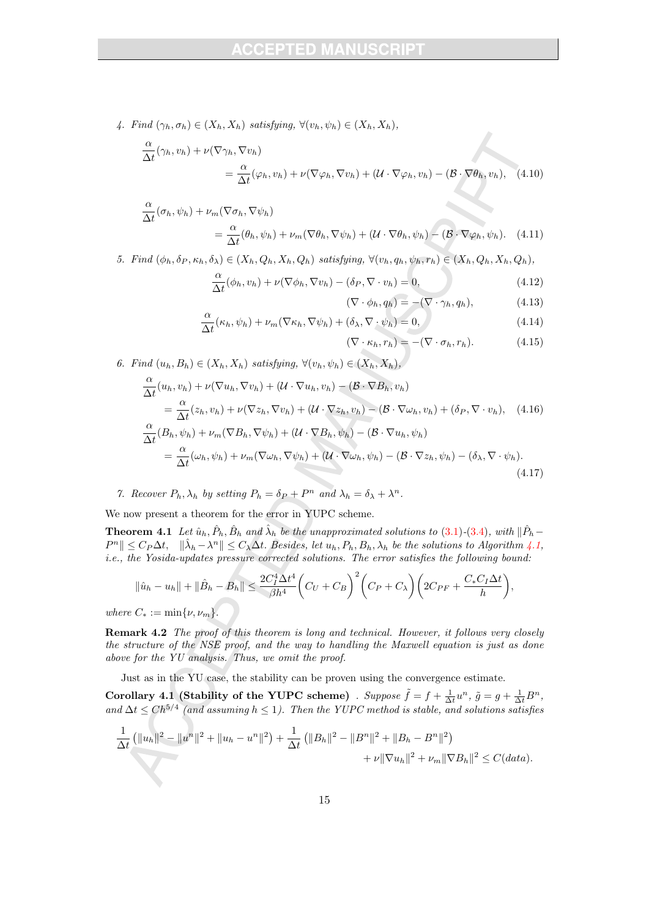4. *Find* $(\gamma_h, \sigma_h) \in (X_h, X_h)$ *satisfying*, $\forall (v_h, \psi_h) \in (X_h, X_h)$,

$$
\begin{aligned}
\frac{\alpha}{\Delta t}(\gamma_h, v_h) &+ \nu(\nabla \gamma_h, \nabla v_h) \\
&= \frac{\alpha}{\Delta t}(\varphi_h, v_h) + \nu(\nabla \varphi_h, \nabla v_h) + (\mathcal{U} \cdot \nabla \varphi_h, v_h) - (\mathcal{B} \cdot \nabla \theta_h, v_h), \quad (4.10)
\end{aligned}
$$

$$
\begin{aligned}
\frac{\alpha}{\Delta t}(\sigma_h, \psi_h) &+ \nu_m(\nabla \sigma_h, \nabla \psi_h) \\
&= \frac{\alpha}{\Delta t}(\theta_h, \psi_h) + \nu_m(\nabla \theta_h, \nabla \psi_h) + (\mathcal{U} \cdot \nabla \theta_h, \psi_h) - (\mathcal{B} \cdot \nabla \varphi_h, \psi_h). \quad (4.11)
\end{aligned}
$$

5. *Find* $(\phi_h, \delta_P, \kappa_h, \delta_\lambda) \in (X_h, Q_h, X_h, Q_h)$ *satisfying*, $\forall (v_h, q_h, \psi_h, r_h) \in (X_h, Q_h, X_h, Q_h)$,

$$
\frac{\alpha}{\Delta t}(\phi_h, v_h) + \nu(\nabla \phi_h, \nabla v_h) - (\delta_P, \nabla \cdot v_h) = 0, \quad (4.12)
$$

$$
(\nabla \cdot \phi_h, q_h) = -(\nabla \cdot \gamma_h, q_h), \quad (4.13)
$$

$$
\frac{\alpha}{\Delta t}(\kappa_h, \psi_h) + \nu_m(\nabla \kappa_h, \nabla \psi_h) + (\delta_\lambda, \nabla \cdot \psi_h) = 0, \quad (4.14)
$$

$$
(\nabla \cdot \kappa_h, r_h) = -(\nabla \cdot \sigma_h, r_h). \quad (4.15)
$$

6. *Find* $(u_h, B_h) \in (X_h, X_h)$ *satisfying*, $\forall (v_h, \psi_h) \in (X_h, X_h)$,

$$
\begin{aligned}
&\frac{\alpha}{\Delta t}(u_h, v_h) + \nu(\nabla u_h, \nabla v_h) + (\mathcal{U} \cdot \nabla u_h, v_h) - (\mathcal{B} \cdot \nabla B_h, v_h) \\
&\quad = \frac{\alpha}{\Delta t}(z_h, v_h) + \nu(\nabla z_h, \nabla v_h) + (\mathcal{U} \cdot \nabla z_h, v_h) - (\mathcal{B} \cdot \nabla \omega_h, v_h) + (\delta_P, \nabla \cdot v_h), \quad (4.16) \\
&\frac{\alpha}{\Delta t}(B_h, \psi_h) + \nu_m(\nabla B_h, \nabla \psi_h) + (\mathcal{U} \cdot \nabla B_h, \psi_h) - (\mathcal{B} \cdot \nabla u_h, \psi_h) \\
&\quad = \frac{\alpha}{\Delta t}(\omega_h, \psi_h) + \nu_m(\nabla \omega_h, \nabla \psi_h) + (\mathcal{U} \cdot \nabla \omega_h, \psi_h) - (\mathcal{B} \cdot \nabla z_h, \psi_h) - (\delta_\lambda, \nabla \cdot \psi_h). \quad (4.17)
\end{aligned}
$$

7. *Recover* $P_h, \lambda_h$ *by setting* $P_h = \delta_P + P^n$ *and* $\lambda_h = \delta_\lambda + \lambda^n$.

We now present a theorem for the error in YUPC scheme.

**Theorem 4.1** *Let* $\hat{u}_h, \hat{P}_h, \hat{B}_h$ *and* $\hat{\lambda}_h$ *be the unapproximated solutions to* (3.1)-(3.4), *with* $\|\hat{P}_h - P^n\| \leq C_P \Delta t$, $\|\hat{\lambda}_h - \lambda^n\| \leq C_\lambda \Delta t$. *Besides, let* $u_h, P_h, B_h, \lambda_h$ *be the solutions to Algorithm 4.1, i.e., the Yosida-updates pressure corrected solutions. The error satisfies the following bound:*

$$
\|\hat{u}_h - u_h\| + \|\hat{B}_h - B_h\| \leq \frac{2C_I^4 \Delta t^4}{\beta h^4}\bigg(C_U + C_B\bigg)^2 \bigg(C_P + C_\lambda\bigg)\bigg(2C_{PF} + \frac{C_* C_I \Delta t}{h}\bigg),
$$

*where* $C_* := \min\{\nu, \nu_m\}$.

**Remark 4.2** *The proof of this theorem is long and technical. However, it follows very closely the structure of the NSE proof, and the way to handling the Maxwell equation is just as done above for the YU analysis. Thus, we omit the proof.*

Just as in the YU case, the stability can be proven using the convergence estimate.

**Corollary 4.1 (Stability of the YUPC scheme)** . *Suppose* $\tilde{f} = f + \frac{1}{\Delta t} u^n$, $\tilde{g} = g + \frac{1}{\Delta t} B^n$, *and* $\Delta t \leq C h^{5/4}$ *(and assuming* $h \leq 1$*). Then the YUPC method is stable, and solutions satisfies*

$$
\begin{aligned}
\frac{1}{\Delta t}\left(\|u_h\|^2 - \|u^n\|^2 + \|u_h - u^n\|^2\right) + \frac{1}{\Delta t}\left(\|B_h\|^2 - \|B^n\|^2 + \|B_h - B^n\|^2\right) \\
+ \nu\|\nabla u_h\|^2 + \nu_m\|\nabla B_h\|^2 \leq C(data).
\end{aligned}
$$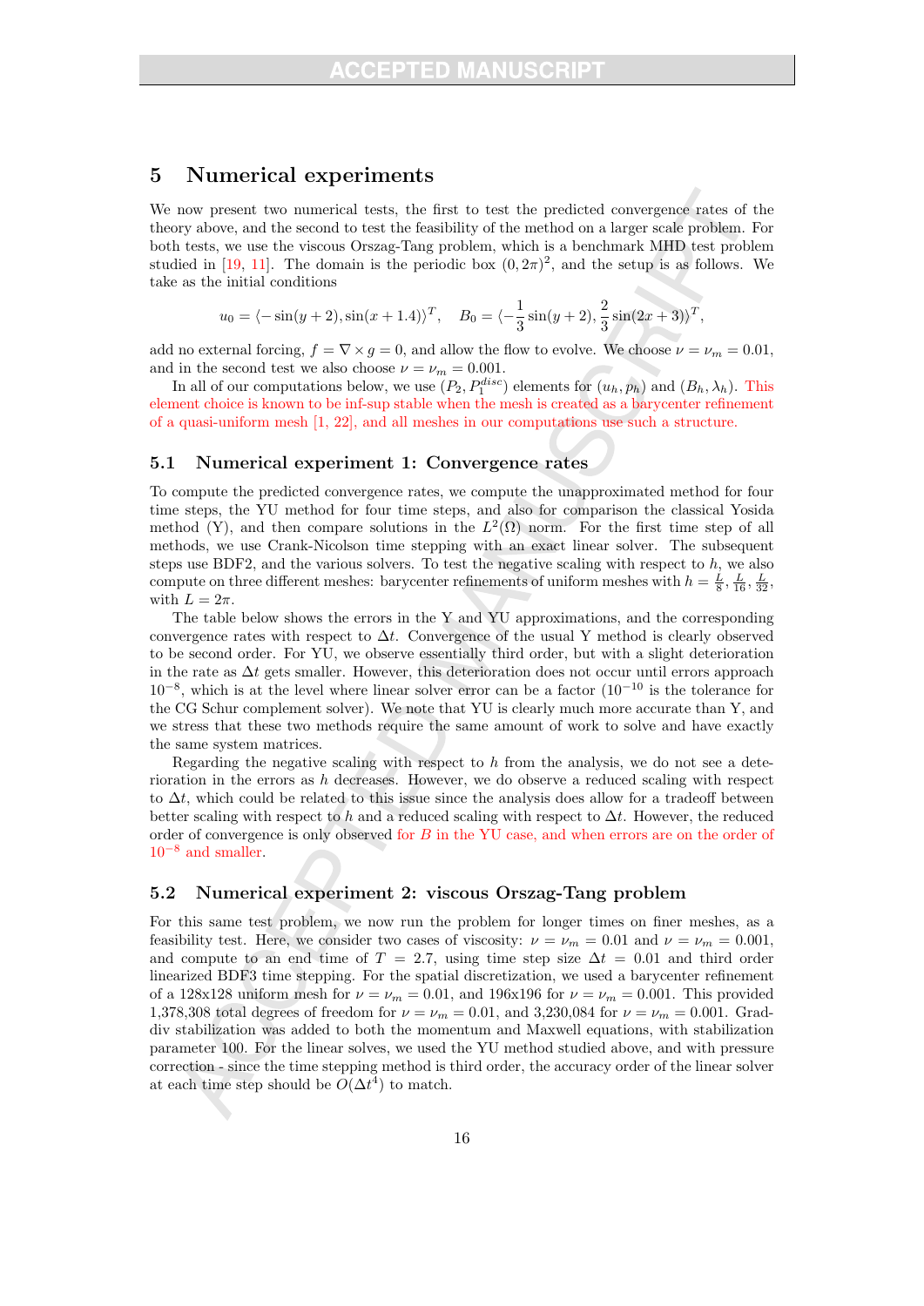## 5 Numerical experiments

We now present two numerical tests, the first to test the predicted convergence rates of the theory above, and the second to test the feasibility of the method on a larger scale problem. For both tests, we use the viscous Orszag-Tang problem, which is a benchmark MHD test problem studied in [19, 11]. The domain is the periodic box $(0, 2\pi)^2$, and the setup is as follows. We take as the initial conditions

$$u_0 = \langle -\sin(y+2), \sin(x+1.4)\rangle^T, \quad B_0 = \langle -\frac{1}{3}\sin(y+2), \frac{2}{3}\sin(2x+3)\rangle^T,$$

add no external forcing, $f = \nabla \times g = 0$, and allow the flow to evolve. We choose $\nu = \nu_m = 0.01$, and in the second test we also choose $\nu = \nu_m = 0.001$.

In all of our computations below, we use $(P_2, P_1^{disc})$ elements for $(u_h, p_h)$ and $(B_h, \lambda_h)$. This element choice is known to be inf-sup stable when the mesh is created as a barycenter refinement of a quasi-uniform mesh [1, 22], and all meshes in our computations use such a structure.

### 5.1 Numerical experiment 1: Convergence rates

To compute the predicted convergence rates, we compute the unapproximated method for four time steps, the YU method for four time steps, and also for comparison the classical Yosida method (Y), and then compare solutions in the $L^2(\Omega)$ norm. For the first time step of all methods, we use Crank-Nicolson time stepping with an exact linear solver. The subsequent steps use BDF2, and the various solvers. To test the negative scaling with respect to $h$, we also compute on three different meshes: barycenter refinements of uniform meshes with $h = \frac{L}{8}, \frac{L}{16}, \frac{L}{32}$, with $L = 2\pi$.

The table below shows the errors in the Y and YU approximations, and the corresponding convergence rates with respect to $\Delta t$. Convergence of the usual Y method is clearly observed to be second order. For YU, we observe essentially third order, but with a slight deterioration in the rate as $\Delta t$ gets smaller. However, this deterioration does not occur until errors approach $10^{-8}$, which is at the level where linear solver error can be a factor ($10^{-10}$ is the tolerance for the CG Schur complement solver). We note that YU is clearly much more accurate than Y, and we stress that these two methods require the same amount of work to solve and have exactly the same system matrices.

Regarding the negative scaling with respect to $h$ from the analysis, we do not see a deterioration in the errors as $h$ decreases. However, we do observe a reduced scaling with respect to $\Delta t$, which could be related to this issue since the analysis does allow for a tradeoff between better scaling with respect to $h$ and a reduced scaling with respect to $\Delta t$. However, the reduced order of convergence is only observed for $B$ in the YU case, and when errors are on the order of $10^{-8}$ and smaller.

### 5.2 Numerical experiment 2: viscous Orszag-Tang problem

For this same test problem, we now run the problem for longer times on finer meshes, as a feasibility test. Here, we consider two cases of viscosity: $\nu = \nu_m = 0.01$ and $\nu = \nu_m = 0.001$, and compute to an end time of $T = 2.7$, using time step size $\Delta t = 0.01$ and third order linearized BDF3 time stepping. For the spatial discretization, we used a barycenter refinement of a 128x128 uniform mesh for $\nu = \nu_m = 0.01$, and 196x196 for $\nu = \nu_m = 0.001$. This provided 1,378,308 total degrees of freedom for $\nu = \nu_m = 0.01$, and 3,230,084 for $\nu = \nu_m = 0.001$. Grad-div stabilization was added to both the momentum and Maxwell equations, with stabilization parameter 100. For the linear solves, we used the YU method studied above, and with pressure correction - since the time stepping method is third order, the accuracy order of the linear solver at each time step should be $O(\Delta t^4)$ to match.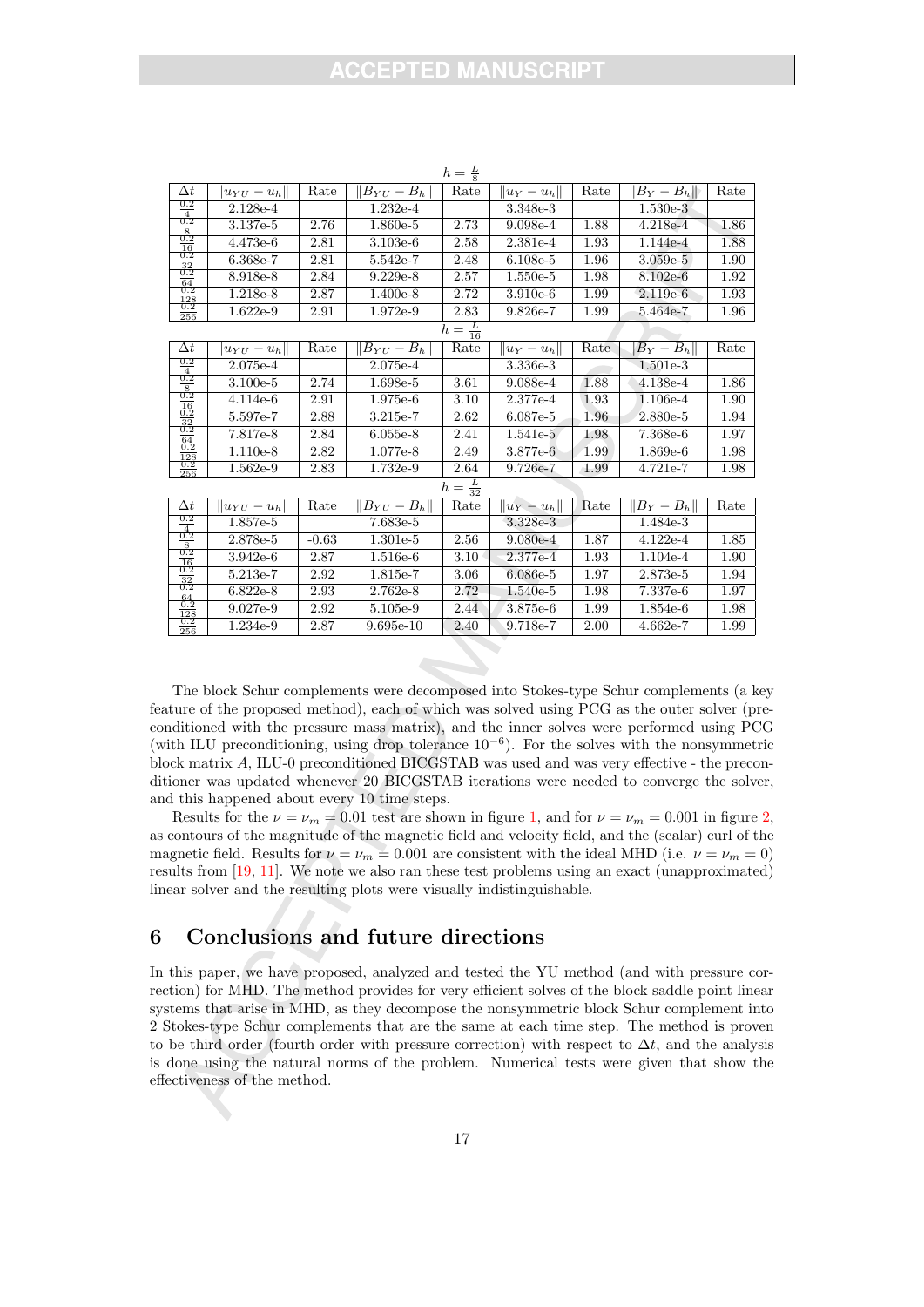$h = \frac{L}{8}$

| $\Delta t$ | $\|u_{YU} - u_h\|$ | Rate | $\|B_{YU} - B_h\|$ | Rate | $\|u_Y - u_h\|$ | Rate | $\|B_Y - B_h\|$ | Rate |
|---|---|---|---|---|---|---|---|---|
| $\frac{0.2}{4}$ | 2.128e-4 | | 1.232e-4 | | 3.348e-3 | | 1.530e-3 | |
| $\frac{0.2}{8}$ | 3.137e-5 | 2.76 | 1.860e-5 | 2.73 | 9.098e-4 | 1.88 | 4.218e-4 | 1.86 |
| $\frac{0.2}{16}$ | 4.473e-6 | 2.81 | 3.103e-6 | 2.58 | 2.381e-4 | 1.93 | 1.144e-4 | 1.88 |
| $\frac{0.2}{32}$ | 6.368e-7 | 2.81 | 5.542e-7 | 2.48 | 6.108e-5 | 1.96 | 3.059e-5 | 1.90 |
| $\frac{0.2}{64}$ | 8.918e-8 | 2.84 | 9.229e-8 | 2.57 | 1.550e-5 | 1.98 | 8.102e-6 | 1.92 |
| $\frac{0.2}{128}$ | 1.218e-8 | 2.87 | 1.400e-8 | 2.72 | 3.910e-6 | 1.99 | 2.119e-6 | 1.93 |
| $\frac{0.2}{256}$ | 1.622e-9 | 2.91 | 1.972e-9 | 2.83 | 9.826e-7 | 1.99 | 5.464e-7 | 1.96 |

$h = \frac{L}{16}$

| $\Delta t$ | $\|u_{YU} - u_h\|$ | Rate | $\|B_{YU} - B_h\|$ | Rate | $\|u_Y - u_h\|$ | Rate | $\|B_Y - B_h\|$ | Rate |
|---|---|---|---|---|---|---|---|---|
| $\frac{0.2}{4}$ | 2.075e-4 | | 2.075e-4 | | 3.336e-3 | | 1.501e-3 | |
| $\frac{0.2}{8}$ | 3.100e-5 | 2.74 | 1.698e-5 | 3.61 | 9.088e-4 | 1.88 | 4.138e-4 | 1.86 |
| $\frac{0.2}{16}$ | 4.114e-6 | 2.91 | 1.975e-6 | 3.10 | 2.377e-4 | 1.93 | 1.106e-4 | 1.90 |
| $\frac{0.2}{32}$ | 5.597e-7 | 2.88 | 3.215e-7 | 2.62 | 6.087e-5 | 1.96 | 2.880e-5 | 1.94 |
| $\frac{0.2}{64}$ | 7.817e-8 | 2.84 | 6.055e-8 | 2.41 | 1.541e-5 | 1.98 | 7.368e-6 | 1.97 |
| $\frac{0.2}{128}$ | 1.110e-8 | 2.82 | 1.077e-8 | 2.49 | 3.877e-6 | 1.99 | 1.869e-6 | 1.98 |
| $\frac{0.2}{256}$ | 1.562e-9 | 2.83 | 1.732e-9 | 2.64 | 9.726e-7 | 1.99 | 4.721e-7 | 1.98 |

$h = \frac{L}{32}$

| $\Delta t$ | $\|u_{YU} - u_h\|$ | Rate | $\|B_{YU} - B_h\|$ | Rate | $\|u_Y - u_h\|$ | Rate | $\|B_Y - B_h\|$ | Rate |
|---|---|---|---|---|---|---|---|---|
| $\frac{0.2}{4}$ | 1.857e-5 | | 7.683e-5 | | 3.328e-3 | | 1.484e-3 | |
| $\frac{0.2}{8}$ | 2.878e-5 | -0.63 | 1.301e-5 | 2.56 | 9.080e-4 | 1.87 | 4.122e-4 | 1.85 |
| $\frac{0.2}{16}$ | 3.942e-6 | 2.87 | 1.516e-6 | 3.10 | 2.377e-4 | 1.93 | 1.104e-4 | 1.90 |
| $\frac{0.2}{32}$ | 5.213e-7 | 2.92 | 1.815e-7 | 3.06 | 6.086e-5 | 1.97 | 2.873e-5 | 1.94 |
| $\frac{0.2}{64}$ | 6.822e-8 | 2.93 | 2.762e-8 | 2.72 | 1.540e-5 | 1.98 | 7.337e-6 | 1.97 |
| $\frac{0.2}{128}$ | 9.027e-9 | 2.92 | 5.105e-9 | 2.44 | 3.875e-6 | 1.99 | 1.854e-6 | 1.98 |
| $\frac{0.2}{256}$ | 1.234e-9 | 2.87 | 9.695e-10 | 2.40 | 9.718e-7 | 2.00 | 4.662e-7 | 1.99 |

The block Schur complements were decomposed into Stokes-type Schur complements (a key feature of the proposed method), each of which was solved using PCG as the outer solver (preconditioned with the pressure mass matrix), and the inner solves were performed using PCG (with ILU preconditioning, using drop tolerance $10^{-6}$). For the solves with the nonsymmetric block matrix $A$, ILU-0 preconditioned BICGSTAB was used and was very effective - the preconditioner was updated whenever 20 BICGSTAB iterations were needed to converge the solver, and this happened about every 10 time steps.

Results for the $\nu = \nu_m = 0.01$ test are shown in figure 1, and for $\nu = \nu_m = 0.001$ in figure 2, as contours of the magnitude of the magnetic field and velocity field, and the (scalar) curl of the magnetic field. Results for $\nu = \nu_m = 0.001$ are consistent with the ideal MHD (i.e. $\nu = \nu_m = 0$) results from [19, 11]. We note we also ran these test problems using an exact (unapproximated) linear solver and the resulting plots were visually indistinguishable.

## 6 Conclusions and future directions

In this paper, we have proposed, analyzed and tested the YU method (and with pressure correction) for MHD. The method provides for very efficient solves of the block saddle point linear systems that arise in MHD, as they decompose the nonsymmetric block Schur complement into 2 Stokes-type Schur complements that are the same at each time step. The method is proven to be third order (fourth order with pressure correction) with respect to $\Delta t$, and the analysis is done using the natural norms of the problem. Numerical tests were given that show the effectiveness of the method.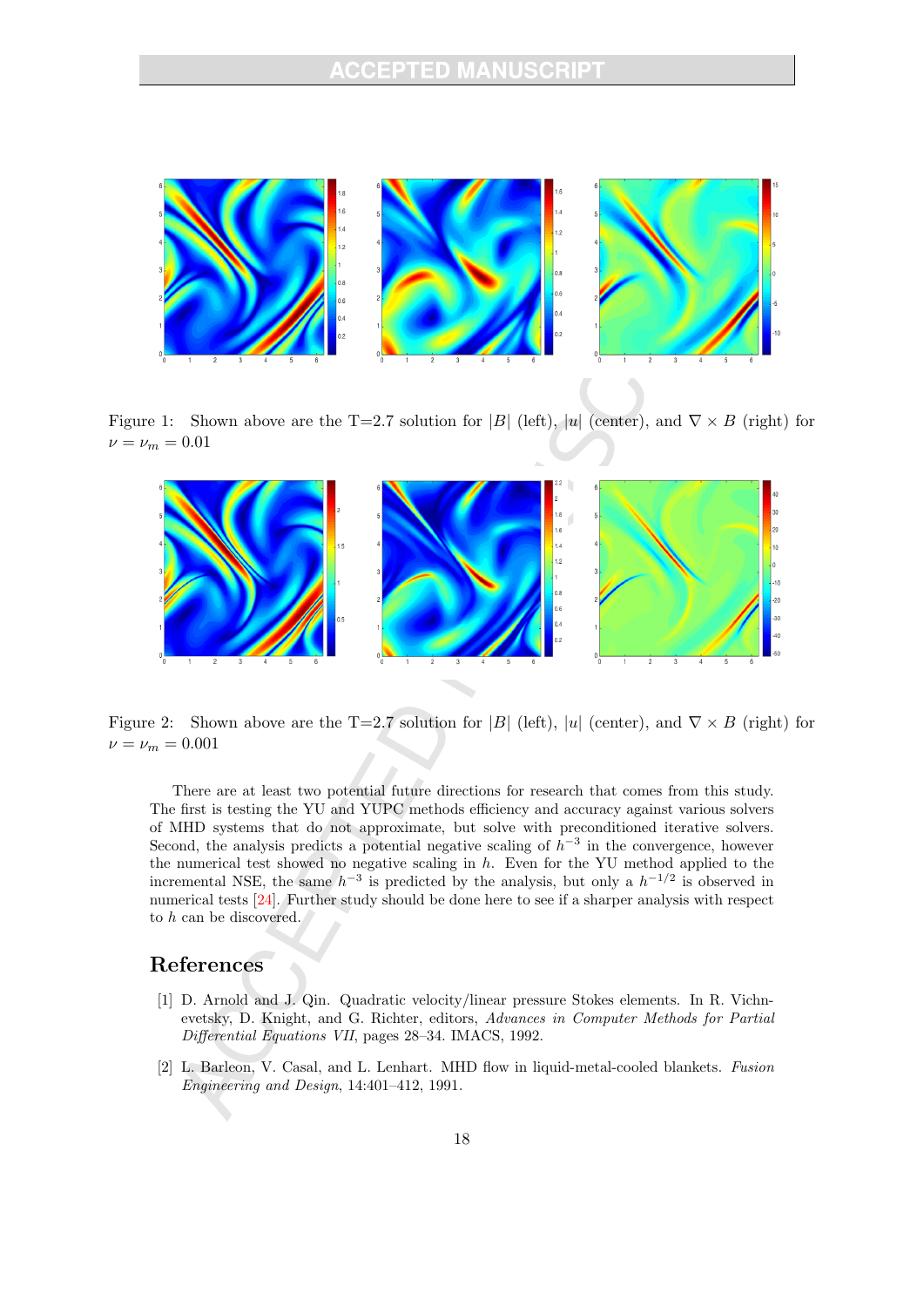Figure 1: Shown above are the T=2.7 solution for $|B|$ (left), $|u|$ (center), and $\nabla \times B$ (right) for $\nu = \nu_m = 0.01$

Figure 2: Shown above are the T=2.7 solution for $|B|$ (left), $|u|$ (center), and $\nabla \times B$ (right) for $\nu = \nu_m = 0.001$

There are at least two potential future directions for research that comes from this study. The first is testing the YU and YUPC methods efficiency and accuracy against various solvers of MHD systems that do not approximate, but solve with preconditioned iterative solvers. Second, the analysis predicts a potential negative scaling of $h^{-3}$ in the convergence, however the numerical test showed no negative scaling in $h$. Even for the YU method applied to the incremental NSE, the same $h^{-3}$ is predicted by the analysis, but only a $h^{-1/2}$ is observed in numerical tests [24]. Further study should be done here to see if a sharper analysis with respect to $h$ can be discovered.

## References

[1] D. Arnold and J. Qin. Quadratic velocity/linear pressure Stokes elements. In R. Vichnevetsky, D. Knight, and G. Richter, editors, *Advances in Computer Methods for Partial Differential Equations VII*, pages 28–34. IMACS, 1992.

[2] L. Barleon, V. Casal, and L. Lenhart. MHD flow in liquid-metal-cooled blankets. *Fusion Engineering and Design*, 14:401–412, 1991.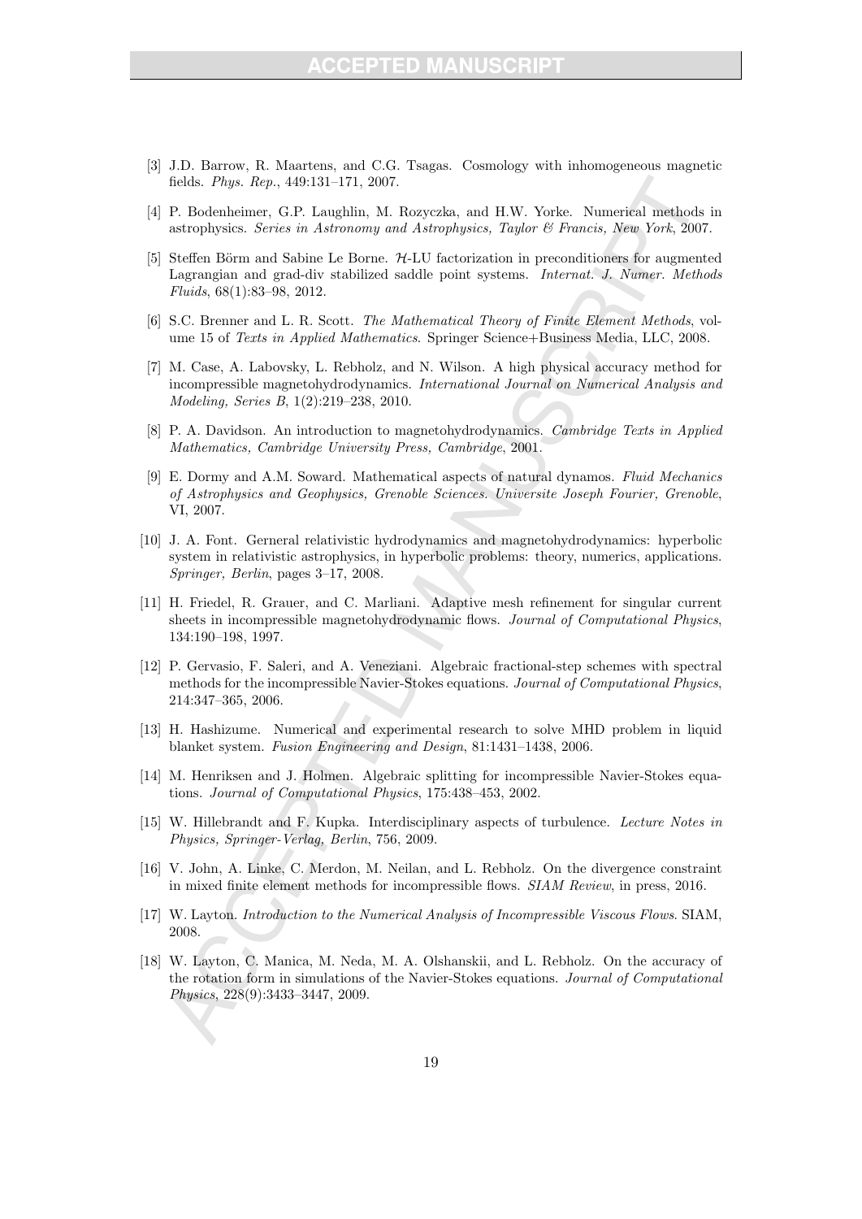[3] J.D. Barrow, R. Maartens, and C.G. Tsagas. Cosmology with inhomogeneous magnetic fields. *Phys. Rep.*, 449:131–171, 2007.

[4] P. Bodenheimer, G.P. Laughlin, M. Rozyczka, and H.W. Yorke. Numerical methods in astrophysics. *Series in Astronomy and Astrophysics, Taylor & Francis, New York*, 2007.

[5] Steffen Börm and Sabine Le Borne. $\mathcal{H}$-LU factorization in preconditioners for augmented Lagrangian and grad-div stabilized saddle point systems. *Internat. J. Numer. Methods Fluids*, 68(1):83–98, 2012.

[6] S.C. Brenner and L. R. Scott. *The Mathematical Theory of Finite Element Methods*, volume 15 of *Texts in Applied Mathematics*. Springer Science+Business Media, LLC, 2008.

[7] M. Case, A. Labovsky, L. Rebholz, and N. Wilson. A high physical accuracy method for incompressible magnetohydrodynamics. *International Journal on Numerical Analysis and Modeling, Series B*, 1(2):219–238, 2010.

[8] P. A. Davidson. An introduction to magnetohydrodynamics. *Cambridge Texts in Applied Mathematics, Cambridge University Press, Cambridge*, 2001.

[9] E. Dormy and A.M. Soward. Mathematical aspects of natural dynamos. *Fluid Mechanics of Astrophysics and Geophysics, Grenoble Sciences. Universite Joseph Fourier, Grenoble*, VI, 2007.

[10] J. A. Font. Gerneral relativistic hydrodynamics and magnetohydrodynamics: hyperbolic system in relativistic astrophysics, in hyperbolic problems: theory, numerics, applications. *Springer, Berlin*, pages 3–17, 2008.

[11] H. Friedel, R. Grauer, and C. Marliani. Adaptive mesh refinement for singular current sheets in incompressible magnetohydrodynamic flows. *Journal of Computational Physics*, 134:190–198, 1997.

[12] P. Gervasio, F. Saleri, and A. Veneziani. Algebraic fractional-step schemes with spectral methods for the incompressible Navier-Stokes equations. *Journal of Computational Physics*, 214:347–365, 2006.

[13] H. Hashizume. Numerical and experimental research to solve MHD problem in liquid blanket system. *Fusion Engineering and Design*, 81:1431–1438, 2006.

[14] M. Henriksen and J. Holmen. Algebraic splitting for incompressible Navier-Stokes equations. *Journal of Computational Physics*, 175:438–453, 2002.

[15] W. Hillebrandt and F. Kupka. Interdisciplinary aspects of turbulence. *Lecture Notes in Physics, Springer-Verlag, Berlin*, 756, 2009.

[16] V. John, A. Linke, C. Merdon, M. Neilan, and L. Rebholz. On the divergence constraint in mixed finite element methods for incompressible flows. *SIAM Review*, in press, 2016.

[17] W. Layton. *Introduction to the Numerical Analysis of Incompressible Viscous Flows*. SIAM, 2008.

[18] W. Layton, C. Manica, M. Neda, M. A. Olshanskii, and L. Rebholz. On the accuracy of the rotation form in simulations of the Navier-Stokes equations. *Journal of Computational Physics*, 228(9):3433–3447, 2009.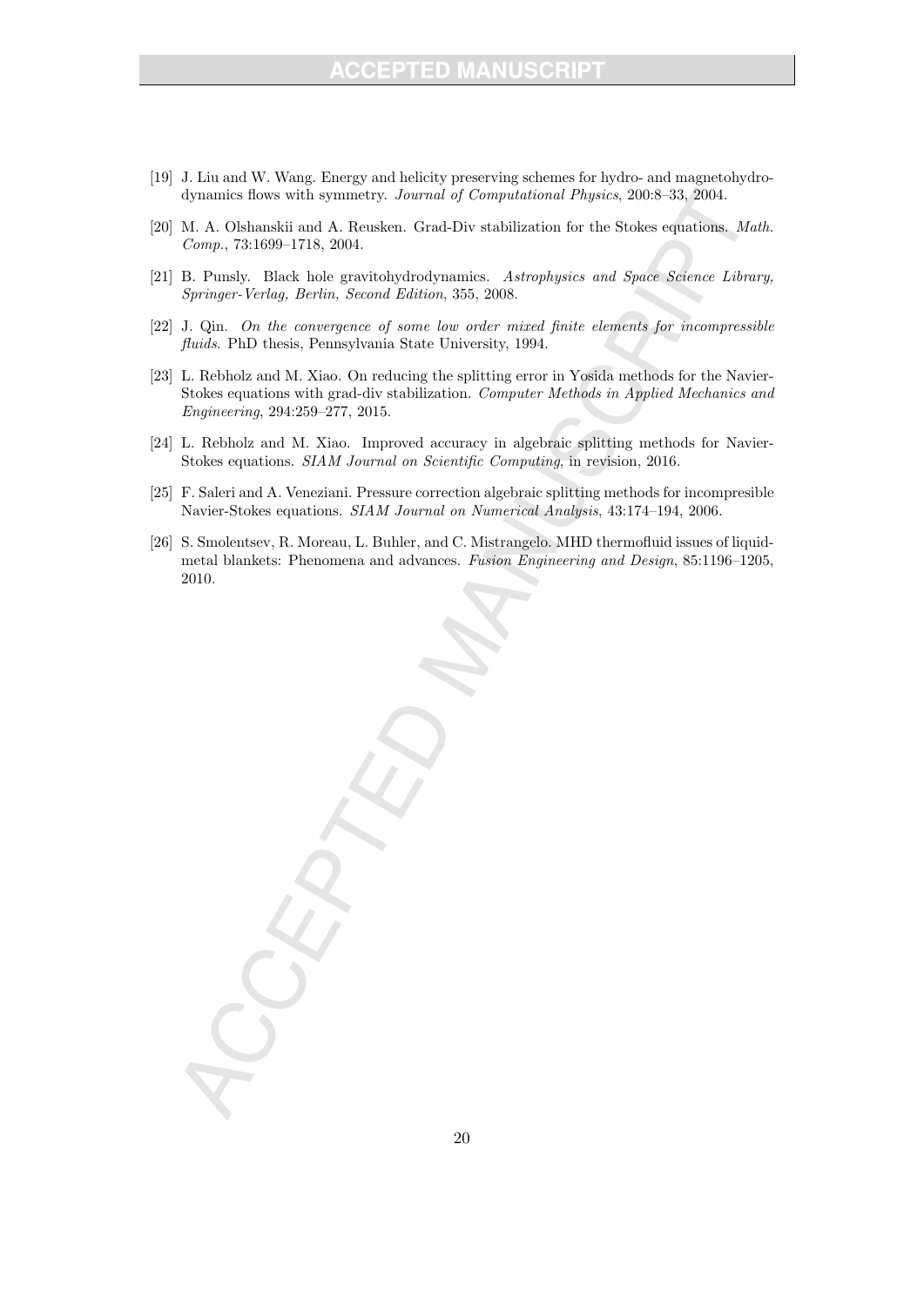[19] J. Liu and W. Wang. Energy and helicity preserving schemes for hydro- and magnetohydrodynamics flows with symmetry. *Journal of Computational Physics*, 200:8–33, 2004.

[20] M. A. Olshanskii and A. Reusken. Grad-Div stabilization for the Stokes equations. *Math. Comp.*, 73:1699–1718, 2004.

[21] B. Punsly. Black hole gravitohydrodynamics. *Astrophysics and Space Science Library, Springer-Verlag, Berlin, Second Edition*, 355, 2008.

[22] J. Qin. *On the convergence of some low order mixed finite elements for incompressible fluids*. PhD thesis, Pennsylvania State University, 1994.

[23] L. Rebholz and M. Xiao. On reducing the splitting error in Yosida methods for the Navier-Stokes equations with grad-div stabilization. *Computer Methods in Applied Mechanics and Engineering*, 294:259–277, 2015.

[24] L. Rebholz and M. Xiao. Improved accuracy in algebraic splitting methods for Navier-Stokes equations. *SIAM Journal on Scientific Computing*, in revision, 2016.

[25] F. Saleri and A. Veneziani. Pressure correction algebraic splitting methods for incompresible Navier-Stokes equations. *SIAM Journal on Numerical Analysis*, 43:174–194, 2006.

[26] S. Smolentsev, R. Moreau, L. Buhler, and C. Mistrangelo. MHD thermofluid issues of liquid-metal blankets: Phenomena and advances. *Fusion Engineering and Design*, 85:1196–1205, 2010.